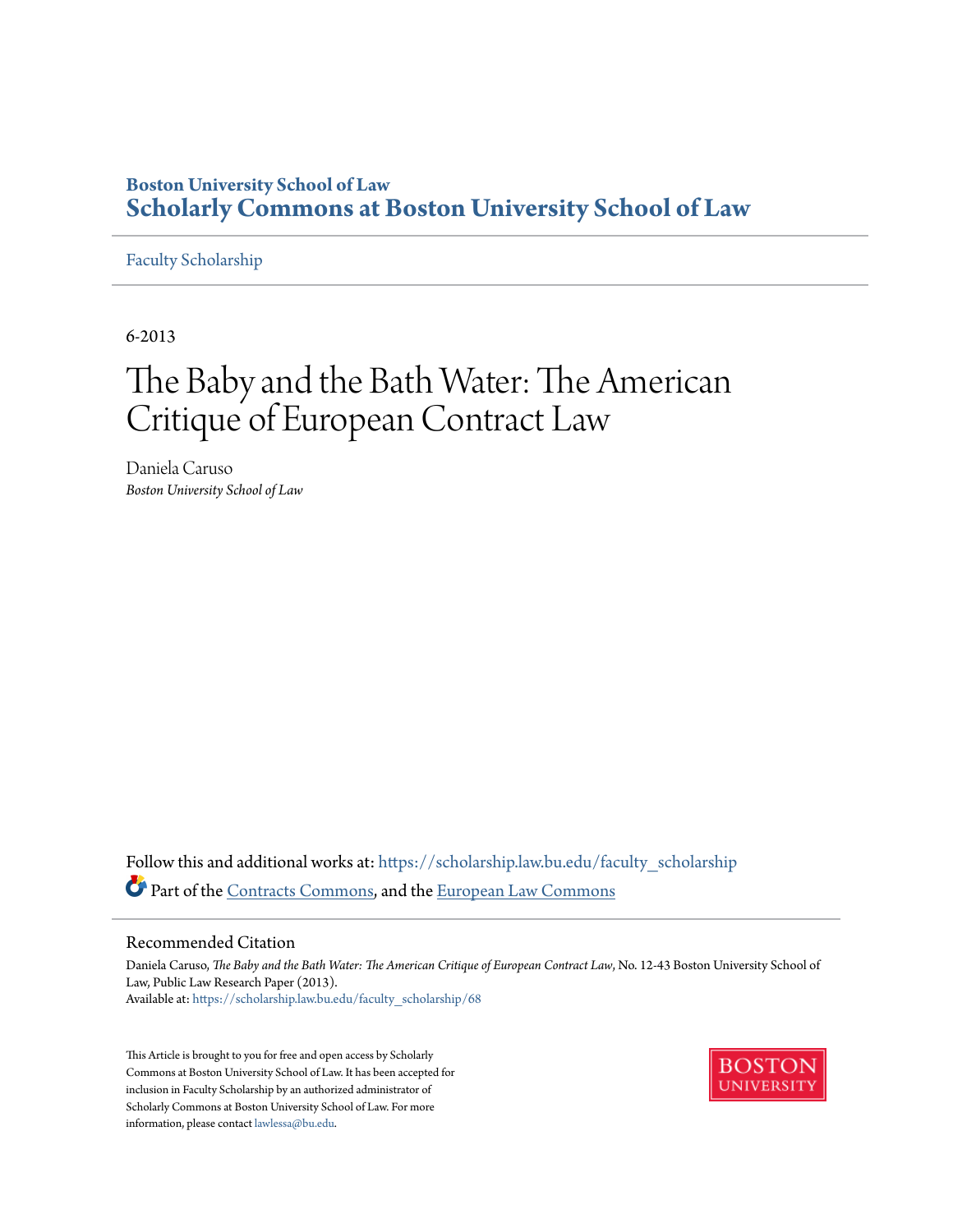Boston University School of Law

**Scholarly Commons at Boston University School of Law**

Faculty Scholarship

---

6-2013

# The Baby and the Bath Water: The American Critique of European Contract Law

Daniela Caruso

*Boston University School of Law*

Follow this and additional works at: https://scholarship.law.bu.edu/faculty_scholarship

Part of the Contracts Commons, and the European Law Commons

## Recommended Citation

Daniela Caruso, *The Baby and the Bath Water: The American Critique of European Contract Law*, No. 12-43 Boston University School of Law, Public Law Research Paper (2013).

Available at: https://scholarship.law.bu.edu/faculty_scholarship/68

This Article is brought to you for free and open access by Scholarly Commons at Boston University School of Law. It has been accepted for inclusion in Faculty Scholarship by an authorized administrator of Scholarly Commons at Boston University School of Law. For more information, please contact lawlessa@bu.edu.

BOSTON UNIVERSITY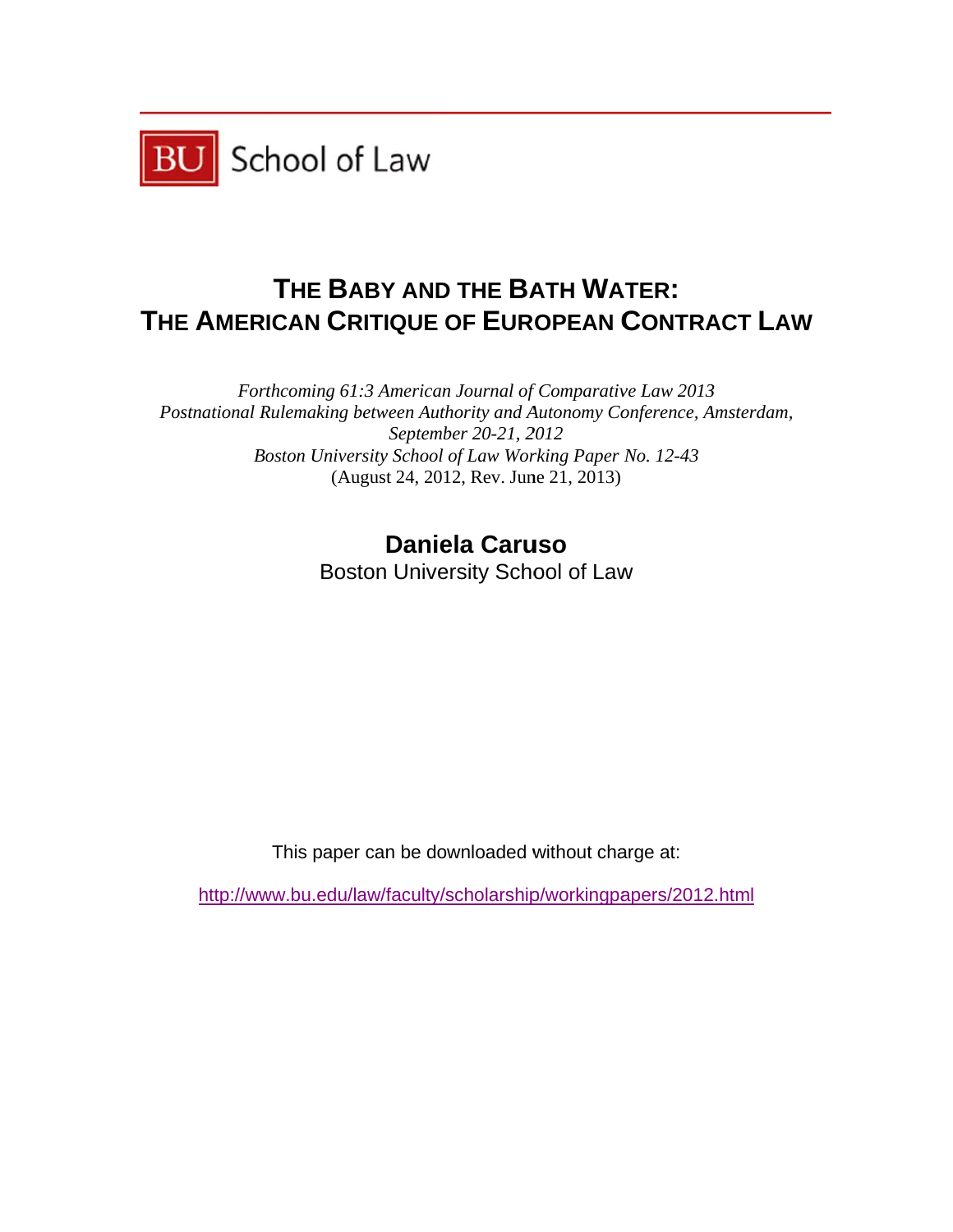BU School of Law

# THE BABY AND THE BATH WATER: THE AMERICAN CRITIQUE OF EUROPEAN CONTRACT LAW

*Forthcoming 61:3 American Journal of Comparative Law 2013*
*Postnational Rulemaking between Authority and Autonomy Conference, Amsterdam, September 20-21, 2012*
*Boston University School of Law Working Paper No. 12-43*
(August 24, 2012, Rev. June 21, 2013)

**Daniela Caruso**
Boston University School of Law

This paper can be downloaded without charge at:

http://www.bu.edu/law/faculty/scholarship/workingpapers/2012.html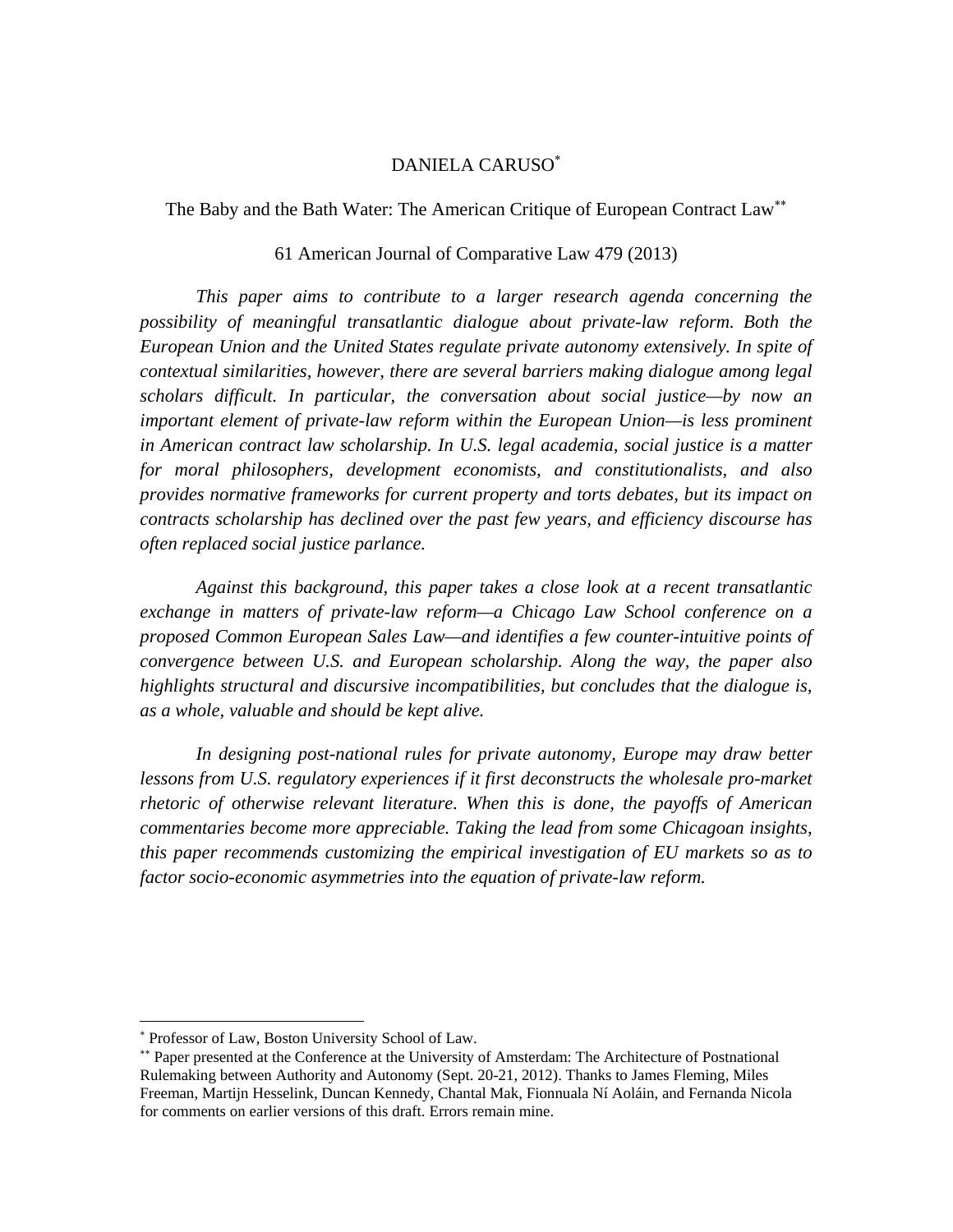DANIELA CARUSO[*]

The Baby and the Bath Water: The American Critique of European Contract Law[**]

61 American Journal of Comparative Law 479 (2013)

*This paper aims to contribute to a larger research agenda concerning the possibility of meaningful transatlantic dialogue about private-law reform. Both the European Union and the United States regulate private autonomy extensively. In spite of contextual similarities, however, there are several barriers making dialogue among legal scholars difficult. In particular, the conversation about social justice—by now an important element of private-law reform within the European Union—is less prominent in American contract law scholarship. In U.S. legal academia, social justice is a matter for moral philosophers, development economists, and constitutionalists, and also provides normative frameworks for current property and torts debates, but its impact on contracts scholarship has declined over the past few years, and efficiency discourse has often replaced social justice parlance.*

*Against this background, this paper takes a close look at a recent transatlantic exchange in matters of private-law reform—a Chicago Law School conference on a proposed Common European Sales Law—and identifies a few counter-intuitive points of convergence between U.S. and European scholarship. Along the way, the paper also highlights structural and discursive incompatibilities, but concludes that the dialogue is, as a whole, valuable and should be kept alive.*

*In designing post-national rules for private autonomy, Europe may draw better lessons from U.S. regulatory experiences if it first deconstructs the wholesale pro-market rhetoric of otherwise relevant literature. When this is done, the payoffs of American commentaries become more appreciable. Taking the lead from some Chicagoan insights, this paper recommends customizing the empirical investigation of EU markets so as to factor socio-economic asymmetries into the equation of private-law reform.*

---

[*] Professor of Law, Boston University School of Law.

[**] Paper presented at the Conference at the University of Amsterdam: The Architecture of Postnational Rulemaking between Authority and Autonomy (Sept. 20-21, 2012). Thanks to James Fleming, Miles Freeman, Martijn Hesselink, Duncan Kennedy, Chantal Mak, Fionnuala Ní Aoláin, and Fernanda Nicola for comments on earlier versions of this draft. Errors remain mine.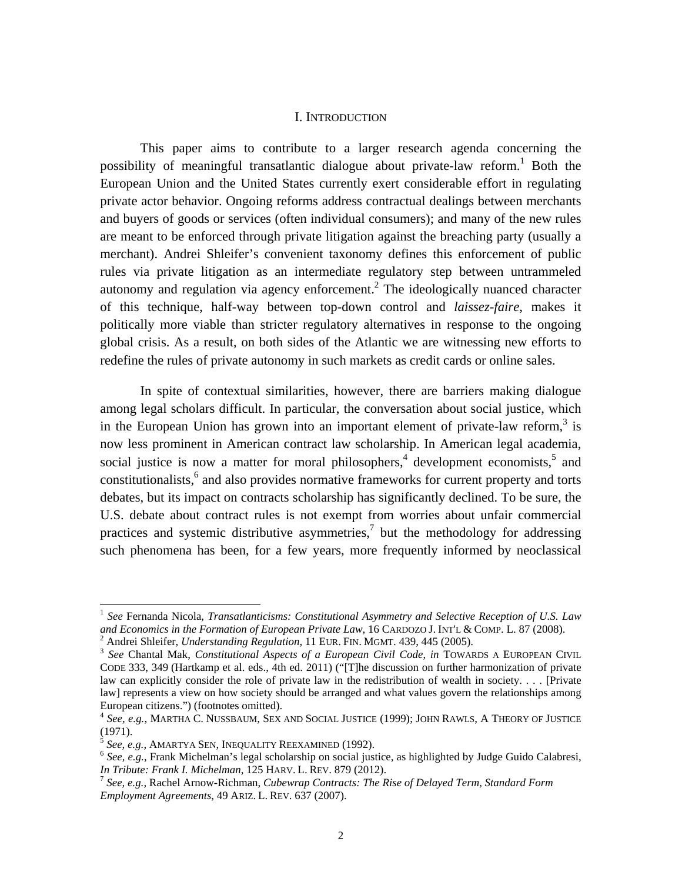## I. INTRODUCTION

This paper aims to contribute to a larger research agenda concerning the possibility of meaningful transatlantic dialogue about private-law reform.[1] Both the European Union and the United States currently exert considerable effort in regulating private actor behavior. Ongoing reforms address contractual dealings between merchants and buyers of goods or services (often individual consumers); and many of the new rules are meant to be enforced through private litigation against the breaching party (usually a merchant). Andrei Shleifer's convenient taxonomy defines this enforcement of public rules via private litigation as an intermediate regulatory step between untrammeled autonomy and regulation via agency enforcement.[2] The ideologically nuanced character of this technique, half-way between top-down control and *laissez-faire*, makes it politically more viable than stricter regulatory alternatives in response to the ongoing global crisis. As a result, on both sides of the Atlantic we are witnessing new efforts to redefine the rules of private autonomy in such markets as credit cards or online sales.

In spite of contextual similarities, however, there are barriers making dialogue among legal scholars difficult. In particular, the conversation about social justice, which in the European Union has grown into an important element of private-law reform,[3] is now less prominent in American contract law scholarship. In American legal academia, social justice is now a matter for moral philosophers,[4] development economists,[5] and constitutionalists,[6] and also provides normative frameworks for current property and torts debates, but its impact on contracts scholarship has significantly declined. To be sure, the U.S. debate about contract rules is not exempt from worries about unfair commercial practices and systemic distributive asymmetries,[7] but the methodology for addressing such phenomena has been, for a few years, more frequently informed by neoclassical

---

[1] *See* Fernanda Nicola, *Transatlanticisms: Constitutional Asymmetry and Selective Reception of U.S. Law and Economics in the Formation of European Private Law*, 16 CARDOZO J. INT'L & COMP. L. 87 (2008).

[2] Andrei Shleifer, *Understanding Regulation*, 11 EUR. FIN. MGMT. 439, 445 (2005).

[3] *See* Chantal Mak, *Constitutional Aspects of a European Civil Code*, *in* TOWARDS A EUROPEAN CIVIL CODE 333, 349 (Hartkamp et al. eds., 4th ed. 2011) ("[T]he discussion on further harmonization of private law can explicitly consider the role of private law in the redistribution of wealth in society. . . . [Private law] represents a view on how society should be arranged and what values govern the relationships among European citizens.") (footnotes omitted).

[4] *See, e.g.*, MARTHA C. NUSSBAUM, SEX AND SOCIAL JUSTICE (1999); JOHN RAWLS, A THEORY OF JUSTICE (1971).

[5] *See, e.g.*, AMARTYA SEN, INEQUALITY REEXAMINED (1992).

[6] *See, e.g.*, Frank Michelman's legal scholarship on social justice, as highlighted by Judge Guido Calabresi, *In Tribute: Frank I. Michelman*, 125 HARV. L. REV. 879 (2012).

[7] *See, e.g.*, Rachel Arnow-Richman, *Cubewrap Contracts: The Rise of Delayed Term, Standard Form Employment Agreements*, 49 ARIZ. L. REV. 637 (2007).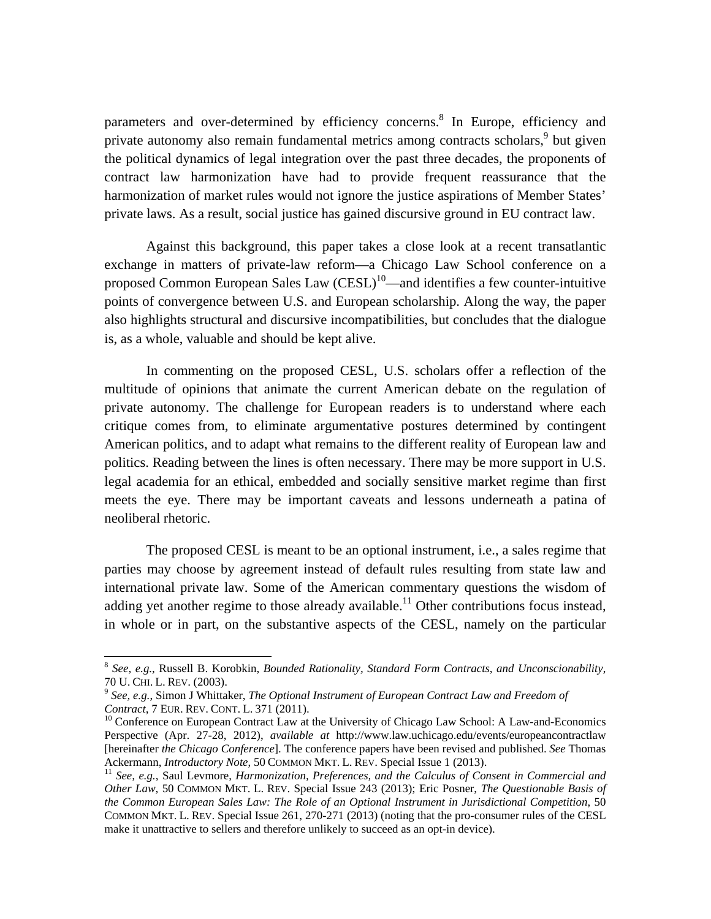parameters and over-determined by efficiency concerns.[8] In Europe, efficiency and private autonomy also remain fundamental metrics among contracts scholars,[9] but given the political dynamics of legal integration over the past three decades, the proponents of contract law harmonization have had to provide frequent reassurance that the harmonization of market rules would not ignore the justice aspirations of Member States' private laws. As a result, social justice has gained discursive ground in EU contract law.

Against this background, this paper takes a close look at a recent transatlantic exchange in matters of private-law reform—a Chicago Law School conference on a proposed Common European Sales Law (CESL)[10]—and identifies a few counter-intuitive points of convergence between U.S. and European scholarship. Along the way, the paper also highlights structural and discursive incompatibilities, but concludes that the dialogue is, as a whole, valuable and should be kept alive.

In commenting on the proposed CESL, U.S. scholars offer a reflection of the multitude of opinions that animate the current American debate on the regulation of private autonomy. The challenge for European readers is to understand where each critique comes from, to eliminate argumentative postures determined by contingent American politics, and to adapt what remains to the different reality of European law and politics. Reading between the lines is often necessary. There may be more support in U.S. legal academia for an ethical, embedded and socially sensitive market regime than first meets the eye. There may be important caveats and lessons underneath a patina of neoliberal rhetoric.

The proposed CESL is meant to be an optional instrument, i.e., a sales regime that parties may choose by agreement instead of default rules resulting from state law and international private law. Some of the American commentary questions the wisdom of adding yet another regime to those already available.[11] Other contributions focus instead, in whole or in part, on the substantive aspects of the CESL, namely on the particular

---

[8] *See, e.g.*, Russell B. Korobkin, *Bounded Rationality, Standard Form Contracts, and Unconscionability*, 70 U. CHI. L. REV. (2003).

[9] *See, e.g.*, Simon J Whittaker, *The Optional Instrument of European Contract Law and Freedom of Contract*, 7 EUR. REV. CONT. L. 371 (2011).

[10] Conference on European Contract Law at the University of Chicago Law School: A Law-and-Economics Perspective (Apr. 27-28, 2012), *available at* http://www.law.uchicago.edu/events/europeancontractlaw [hereinafter *the Chicago Conference*]. The conference papers have been revised and published. *See* Thomas Ackermann, *Introductory Note*, 50 COMMON MKT. L. REV. Special Issue 1 (2013).

[11] *See, e.g.*, Saul Levmore, *Harmonization, Preferences, and the Calculus of Consent in Commercial and Other Law*, 50 COMMON MKT. L. REV. Special Issue 243 (2013); Eric Posner, *The Questionable Basis of the Common European Sales Law: The Role of an Optional Instrument in Jurisdictional Competition*, 50 COMMON MKT. L. REV. Special Issue 261, 270-271 (2013) (noting that the pro-consumer rules of the CESL make it unattractive to sellers and therefore unlikely to succeed as an opt-in device).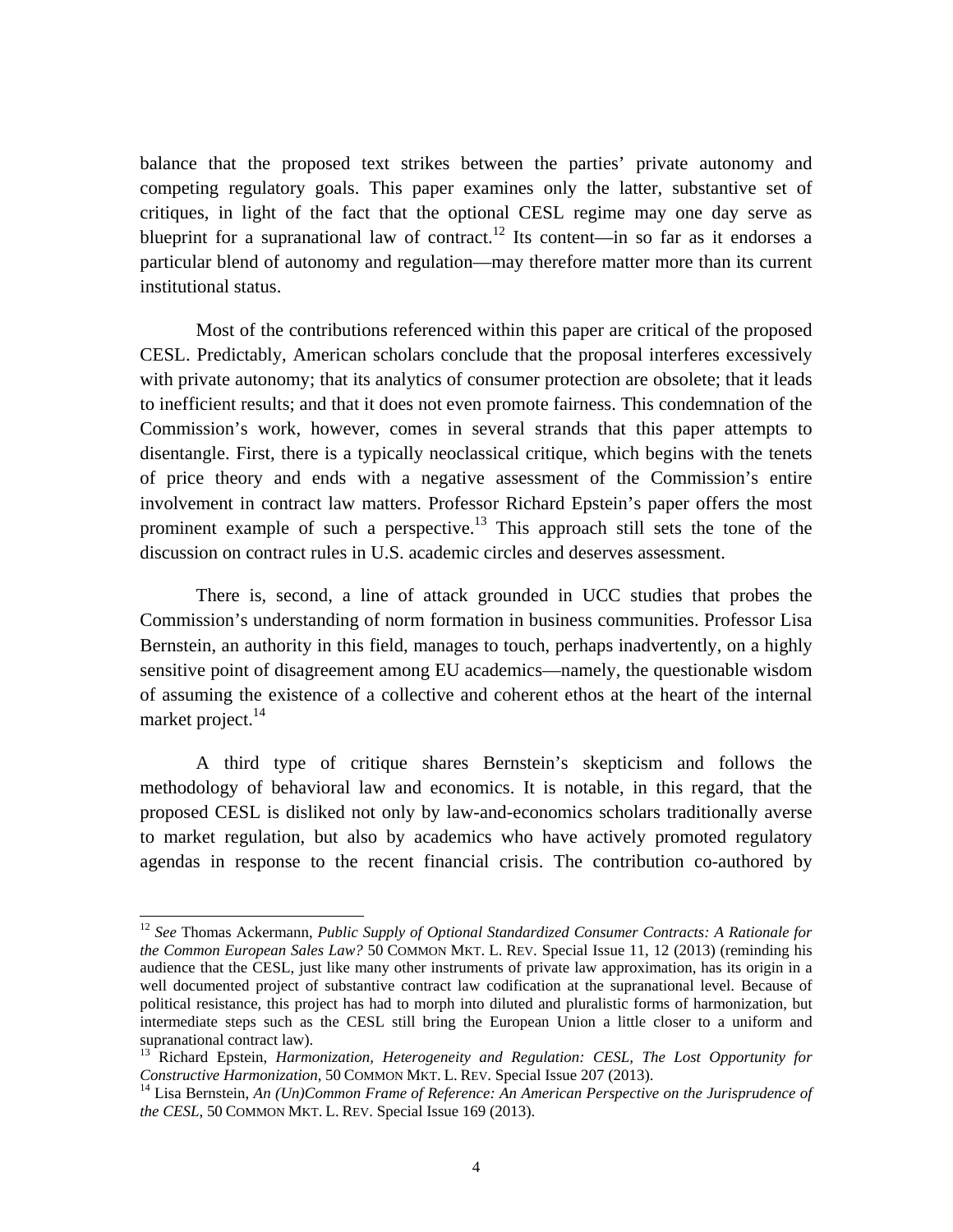balance that the proposed text strikes between the parties' private autonomy and competing regulatory goals. This paper examines only the latter, substantive set of critiques, in light of the fact that the optional CESL regime may one day serve as blueprint for a supranational law of contract.[12] Its content—in so far as it endorses a particular blend of autonomy and regulation—may therefore matter more than its current institutional status.

Most of the contributions referenced within this paper are critical of the proposed CESL. Predictably, American scholars conclude that the proposal interferes excessively with private autonomy; that its analytics of consumer protection are obsolete; that it leads to inefficient results; and that it does not even promote fairness. This condemnation of the Commission's work, however, comes in several strands that this paper attempts to disentangle. First, there is a typically neoclassical critique, which begins with the tenets of price theory and ends with a negative assessment of the Commission's entire involvement in contract law matters. Professor Richard Epstein's paper offers the most prominent example of such a perspective.[13] This approach still sets the tone of the discussion on contract rules in U.S. academic circles and deserves assessment.

There is, second, a line of attack grounded in UCC studies that probes the Commission's understanding of norm formation in business communities. Professor Lisa Bernstein, an authority in this field, manages to touch, perhaps inadvertently, on a highly sensitive point of disagreement among EU academics—namely, the questionable wisdom of assuming the existence of a collective and coherent ethos at the heart of the internal market project.[14]

A third type of critique shares Bernstein's skepticism and follows the methodology of behavioral law and economics. It is notable, in this regard, that the proposed CESL is disliked not only by law-and-economics scholars traditionally averse to market regulation, but also by academics who have actively promoted regulatory agendas in response to the recent financial crisis. The contribution co-authored by

---

[12] *See* Thomas Ackermann, *Public Supply of Optional Standardized Consumer Contracts: A Rationale for the Common European Sales Law?* 50 COMMON MKT. L. REV. Special Issue 11, 12 (2013) (reminding his audience that the CESL, just like many other instruments of private law approximation, has its origin in a well documented project of substantive contract law codification at the supranational level. Because of political resistance, this project has had to morph into diluted and pluralistic forms of harmonization, but intermediate steps such as the CESL still bring the European Union a little closer to a uniform and supranational contract law).

[13] Richard Epstein, *Harmonization, Heterogeneity and Regulation: CESL, The Lost Opportunity for Constructive Harmonization*, 50 COMMON MKT. L. REV. Special Issue 207 (2013).

[14] Lisa Bernstein, *An (Un)Common Frame of Reference: An American Perspective on the Jurisprudence of the CESL*, 50 COMMON MKT. L. REV. Special Issue 169 (2013).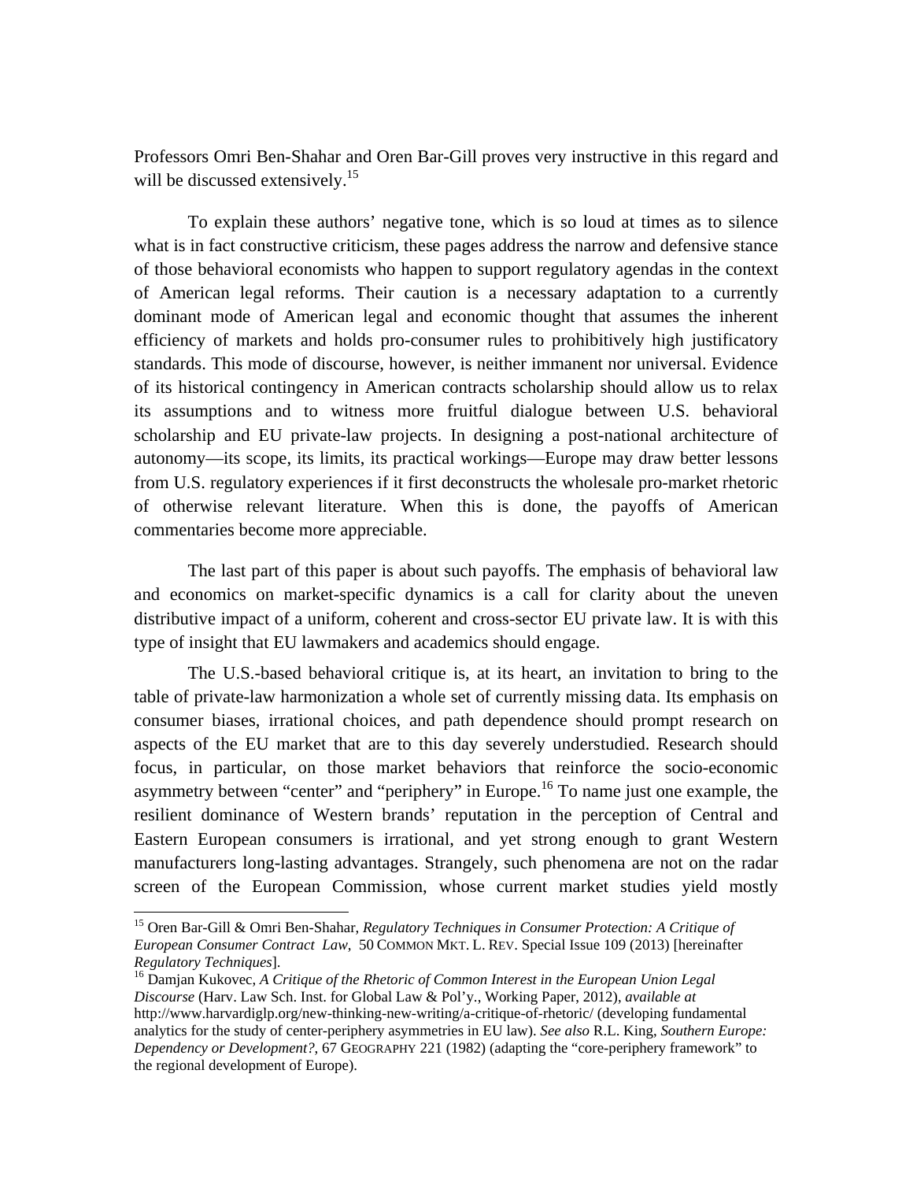Professors Omri Ben-Shahar and Oren Bar-Gill proves very instructive in this regard and will be discussed extensively.[15]

To explain these authors' negative tone, which is so loud at times as to silence what is in fact constructive criticism, these pages address the narrow and defensive stance of those behavioral economists who happen to support regulatory agendas in the context of American legal reforms. Their caution is a necessary adaptation to a currently dominant mode of American legal and economic thought that assumes the inherent efficiency of markets and holds pro-consumer rules to prohibitively high justificatory standards. This mode of discourse, however, is neither immanent nor universal. Evidence of its historical contingency in American contracts scholarship should allow us to relax its assumptions and to witness more fruitful dialogue between U.S. behavioral scholarship and EU private-law projects. In designing a post-national architecture of autonomy—its scope, its limits, its practical workings—Europe may draw better lessons from U.S. regulatory experiences if it first deconstructs the wholesale pro-market rhetoric of otherwise relevant literature. When this is done, the payoffs of American commentaries become more appreciable.

The last part of this paper is about such payoffs. The emphasis of behavioral law and economics on market-specific dynamics is a call for clarity about the uneven distributive impact of a uniform, coherent and cross-sector EU private law. It is with this type of insight that EU lawmakers and academics should engage.

The U.S.-based behavioral critique is, at its heart, an invitation to bring to the table of private-law harmonization a whole set of currently missing data. Its emphasis on consumer biases, irrational choices, and path dependence should prompt research on aspects of the EU market that are to this day severely understudied. Research should focus, in particular, on those market behaviors that reinforce the socio-economic asymmetry between "center" and "periphery" in Europe.[16] To name just one example, the resilient dominance of Western brands' reputation in the perception of Central and Eastern European consumers is irrational, and yet strong enough to grant Western manufacturers long-lasting advantages. Strangely, such phenomena are not on the radar screen of the European Commission, whose current market studies yield mostly

---

[15] Oren Bar-Gill & Omri Ben-Shahar, *Regulatory Techniques in Consumer Protection: A Critique of European Consumer Contract Law*, 50 COMMON MKT. L. REV. Special Issue 109 (2013) [hereinafter *Regulatory Techniques*].

[16] Damjan Kukovec, *A Critique of the Rhetoric of Common Interest in the European Union Legal Discourse* (Harv. Law Sch. Inst. for Global Law & Pol'y., Working Paper, 2012), *available at* http://www.harvardiglp.org/new-thinking-new-writing/a-critique-of-rhetoric/ (developing fundamental analytics for the study of center-periphery asymmetries in EU law). *See also* R.L. King, *Southern Europe: Dependency or Development?*, 67 GEOGRAPHY 221 (1982) (adapting the "core-periphery framework" to the regional development of Europe).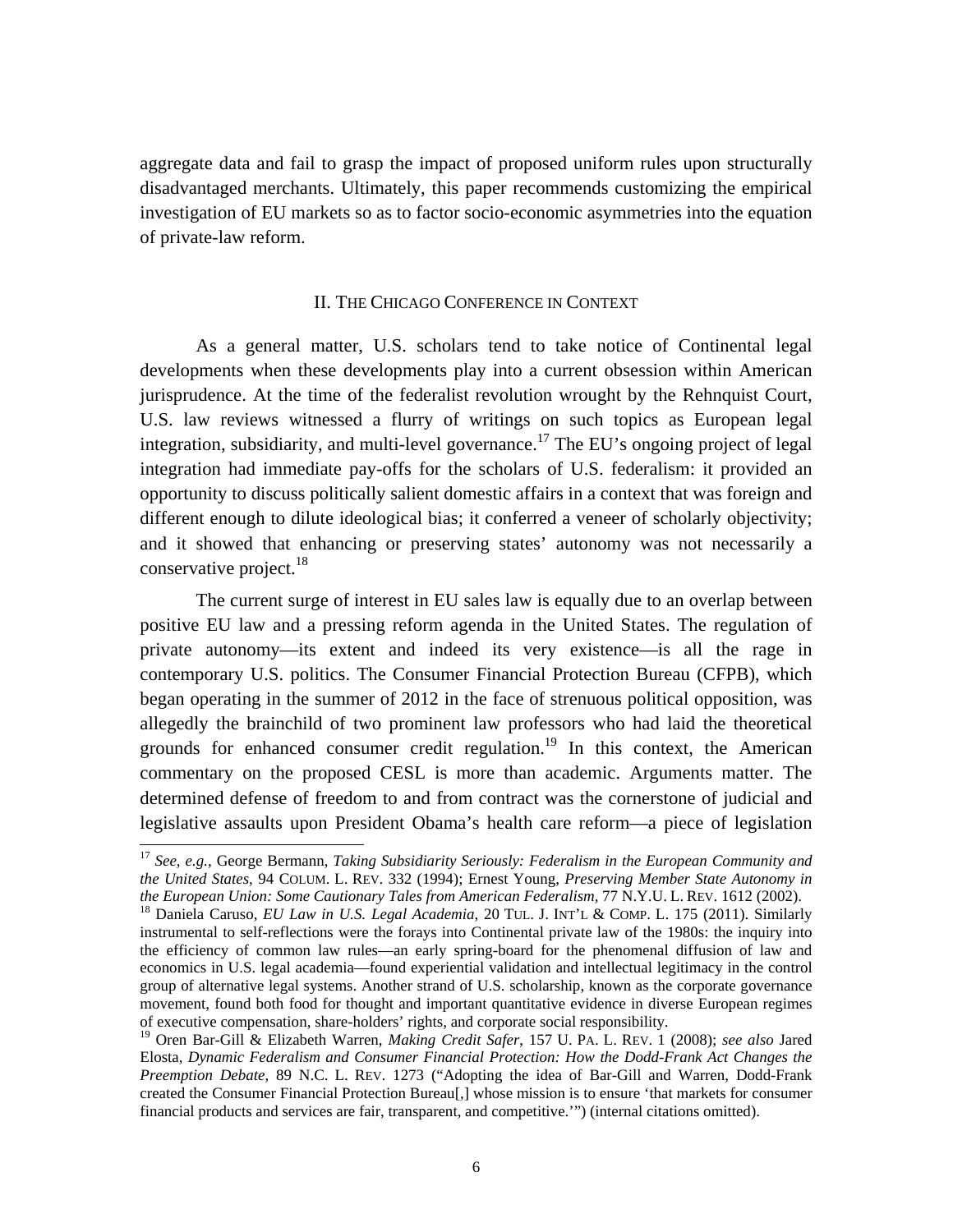aggregate data and fail to grasp the impact of proposed uniform rules upon structurally disadvantaged merchants. Ultimately, this paper recommends customizing the empirical investigation of EU markets so as to factor socio-economic asymmetries into the equation of private-law reform.

## II. THE CHICAGO CONFERENCE IN CONTEXT

As a general matter, U.S. scholars tend to take notice of Continental legal developments when these developments play into a current obsession within American jurisprudence. At the time of the federalist revolution wrought by the Rehnquist Court, U.S. law reviews witnessed a flurry of writings on such topics as European legal integration, subsidiarity, and multi-level governance.[17] The EU's ongoing project of legal integration had immediate pay-offs for the scholars of U.S. federalism: it provided an opportunity to discuss politically salient domestic affairs in a context that was foreign and different enough to dilute ideological bias; it conferred a veneer of scholarly objectivity; and it showed that enhancing or preserving states' autonomy was not necessarily a conservative project.[18]

The current surge of interest in EU sales law is equally due to an overlap between positive EU law and a pressing reform agenda in the United States. The regulation of private autonomy—its extent and indeed its very existence—is all the rage in contemporary U.S. politics. The Consumer Financial Protection Bureau (CFPB), which began operating in the summer of 2012 in the face of strenuous political opposition, was allegedly the brainchild of two prominent law professors who had laid the theoretical grounds for enhanced consumer credit regulation.[19] In this context, the American commentary on the proposed CESL is more than academic. Arguments matter. The determined defense of freedom to and from contract was the cornerstone of judicial and legislative assaults upon President Obama's health care reform—a piece of legislation

---

[17] *See, e.g.*, George Bermann, *Taking Subsidiarity Seriously: Federalism in the European Community and the United States*, 94 COLUM. L. REV. 332 (1994); Ernest Young, *Preserving Member State Autonomy in the European Union: Some Cautionary Tales from American Federalism*, 77 N.Y.U. L. REV. 1612 (2002).

[18] Daniela Caruso, *EU Law in U.S. Legal Academia*, 20 TUL. J. INT'L & COMP. L. 175 (2011). Similarly instrumental to self-reflections were the forays into Continental private law of the 1980s: the inquiry into the efficiency of common law rules—an early spring-board for the phenomenal diffusion of law and economics in U.S. legal academia—found experiential validation and intellectual legitimacy in the control group of alternative legal systems. Another strand of U.S. scholarship, known as the corporate governance movement, found both food for thought and important quantitative evidence in diverse European regimes of executive compensation, share-holders' rights, and corporate social responsibility.

[19] Oren Bar-Gill & Elizabeth Warren, *Making Credit Safer*, 157 U. PA. L. REV. 1 (2008); *see also* Jared Elosta, *Dynamic Federalism and Consumer Financial Protection: How the Dodd-Frank Act Changes the Preemption Debate*, 89 N.C. L. REV. 1273 ("Adopting the idea of Bar-Gill and Warren, Dodd-Frank created the Consumer Financial Protection Bureau[,] whose mission is to ensure 'that markets for consumer financial products and services are fair, transparent, and competitive.'") (internal citations omitted).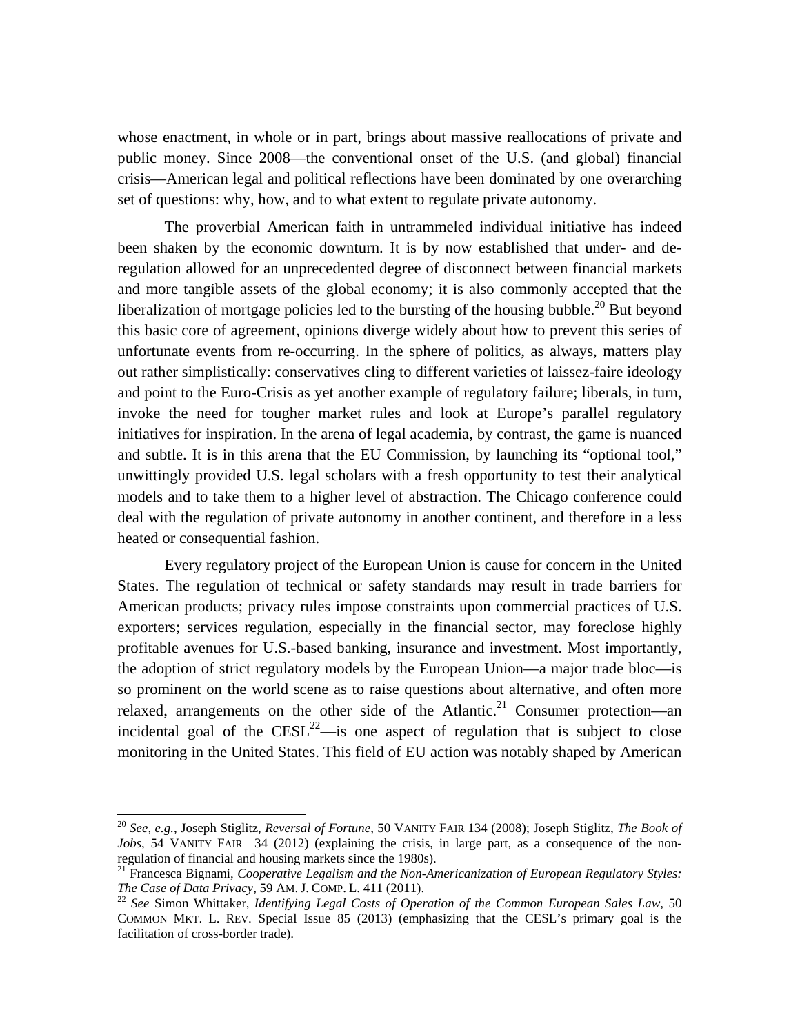whose enactment, in whole or in part, brings about massive reallocations of private and public money. Since 2008—the conventional onset of the U.S. (and global) financial crisis—American legal and political reflections have been dominated by one overarching set of questions: why, how, and to what extent to regulate private autonomy.

The proverbial American faith in untrammeled individual initiative has indeed been shaken by the economic downturn. It is by now established that under- and de-regulation allowed for an unprecedented degree of disconnect between financial markets and more tangible assets of the global economy; it is also commonly accepted that the liberalization of mortgage policies led to the bursting of the housing bubble.[20] But beyond this basic core of agreement, opinions diverge widely about how to prevent this series of unfortunate events from re-occurring. In the sphere of politics, as always, matters play out rather simplistically: conservatives cling to different varieties of laissez-faire ideology and point to the Euro-Crisis as yet another example of regulatory failure; liberals, in turn, invoke the need for tougher market rules and look at Europe's parallel regulatory initiatives for inspiration. In the arena of legal academia, by contrast, the game is nuanced and subtle. It is in this arena that the EU Commission, by launching its "optional tool," unwittingly provided U.S. legal scholars with a fresh opportunity to test their analytical models and to take them to a higher level of abstraction. The Chicago conference could deal with the regulation of private autonomy in another continent, and therefore in a less heated or consequential fashion.

Every regulatory project of the European Union is cause for concern in the United States. The regulation of technical or safety standards may result in trade barriers for American products; privacy rules impose constraints upon commercial practices of U.S. exporters; services regulation, especially in the financial sector, may foreclose highly profitable avenues for U.S.-based banking, insurance and investment. Most importantly, the adoption of strict regulatory models by the European Union—a major trade bloc—is so prominent on the world scene as to raise questions about alternative, and often more relaxed, arrangements on the other side of the Atlantic.[21] Consumer protection—an incidental goal of the CESL[22]—is one aspect of regulation that is subject to close monitoring in the United States. This field of EU action was notably shaped by American

[20] *See, e.g.*, Joseph Stiglitz, *Reversal of Fortune*, 50 VANITY FAIR 134 (2008); Joseph Stiglitz, *The Book of Jobs*, 54 VANITY FAIR 34 (2012) (explaining the crisis, in large part, as a consequence of the non-regulation of financial and housing markets since the 1980s).

[21] Francesca Bignami, *Cooperative Legalism and the Non-Americanization of European Regulatory Styles: The Case of Data Privacy*, 59 AM. J. COMP. L. 411 (2011).

[22] *See* Simon Whittaker, *Identifying Legal Costs of Operation of the Common European Sales Law*, 50 COMMON MKT. L. REV. Special Issue 85 (2013) (emphasizing that the CESL's primary goal is the facilitation of cross-border trade).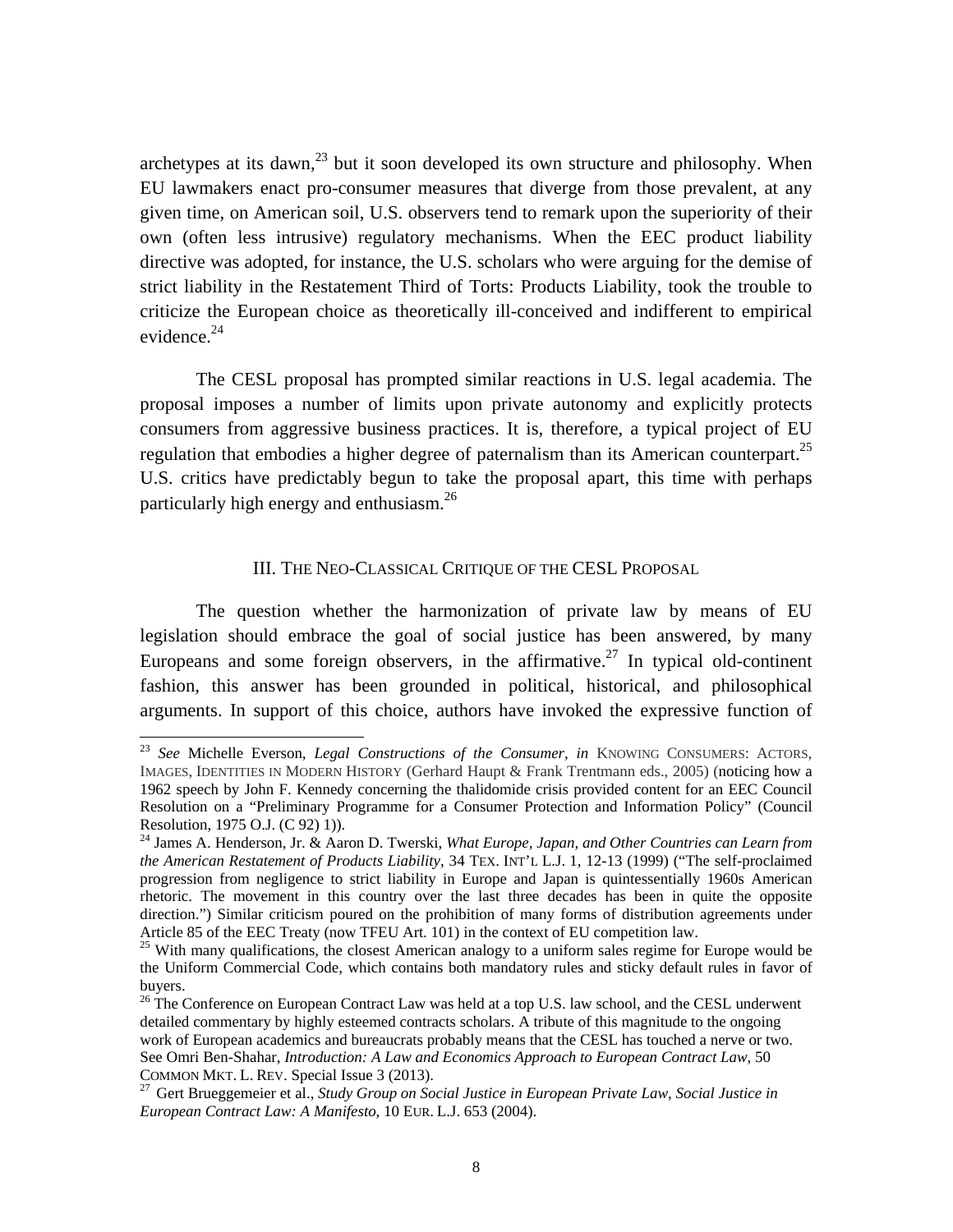archetypes at its dawn,[23] but it soon developed its own structure and philosophy. When EU lawmakers enact pro-consumer measures that diverge from those prevalent, at any given time, on American soil, U.S. observers tend to remark upon the superiority of their own (often less intrusive) regulatory mechanisms. When the EEC product liability directive was adopted, for instance, the U.S. scholars who were arguing for the demise of strict liability in the Restatement Third of Torts: Products Liability, took the trouble to criticize the European choice as theoretically ill-conceived and indifferent to empirical evidence.[24]

The CESL proposal has prompted similar reactions in U.S. legal academia. The proposal imposes a number of limits upon private autonomy and explicitly protects consumers from aggressive business practices. It is, therefore, a typical project of EU regulation that embodies a higher degree of paternalism than its American counterpart.[25] U.S. critics have predictably begun to take the proposal apart, this time with perhaps particularly high energy and enthusiasm.[26]

## III. The Neo-Classical Critique of the CESL Proposal

The question whether the harmonization of private law by means of EU legislation should embrace the goal of social justice has been answered, by many Europeans and some foreign observers, in the affirmative.[27] In typical old-continent fashion, this answer has been grounded in political, historical, and philosophical arguments. In support of this choice, authors have invoked the expressive function of

---

[23] *See* Michelle Everson, *Legal Constructions of the Consumer*, *in* Knowing Consumers: Actors, Images, Identities in Modern History (Gerhard Haupt & Frank Trentmann eds., 2005) (noticing how a 1962 speech by John F. Kennedy concerning the thalidomide crisis provided content for an EEC Council Resolution on a "Preliminary Programme for a Consumer Protection and Information Policy" (Council Resolution, 1975 O.J. (C 92) 1)).

[24] James A. Henderson, Jr. & Aaron D. Twerski, *What Europe, Japan, and Other Countries can Learn from the American Restatement of Products Liability*, 34 Tex. Int'l L.J. 1, 12-13 (1999) ("The self-proclaimed progression from negligence to strict liability in Europe and Japan is quintessentially 1960s American rhetoric. The movement in this country over the last three decades has been in quite the opposite direction.") Similar criticism poured on the prohibition of many forms of distribution agreements under Article 85 of the EEC Treaty (now TFEU Art. 101) in the context of EU competition law.

[25] With many qualifications, the closest American analogy to a uniform sales regime for Europe would be the Uniform Commercial Code, which contains both mandatory rules and sticky default rules in favor of buyers.

[26] The Conference on European Contract Law was held at a top U.S. law school, and the CESL underwent detailed commentary by highly esteemed contracts scholars. A tribute of this magnitude to the ongoing work of European academics and bureaucrats probably means that the CESL has touched a nerve or two. See Omri Ben-Shahar, *Introduction: A Law and Economics Approach to European Contract Law*, 50 Common Mkt. L. Rev. Special Issue 3 (2013).

[27] Gert Brueggemeier et al., *Study Group on Social Justice in European Private Law, Social Justice in European Contract Law: A Manifesto*, 10 Eur. L.J. 653 (2004).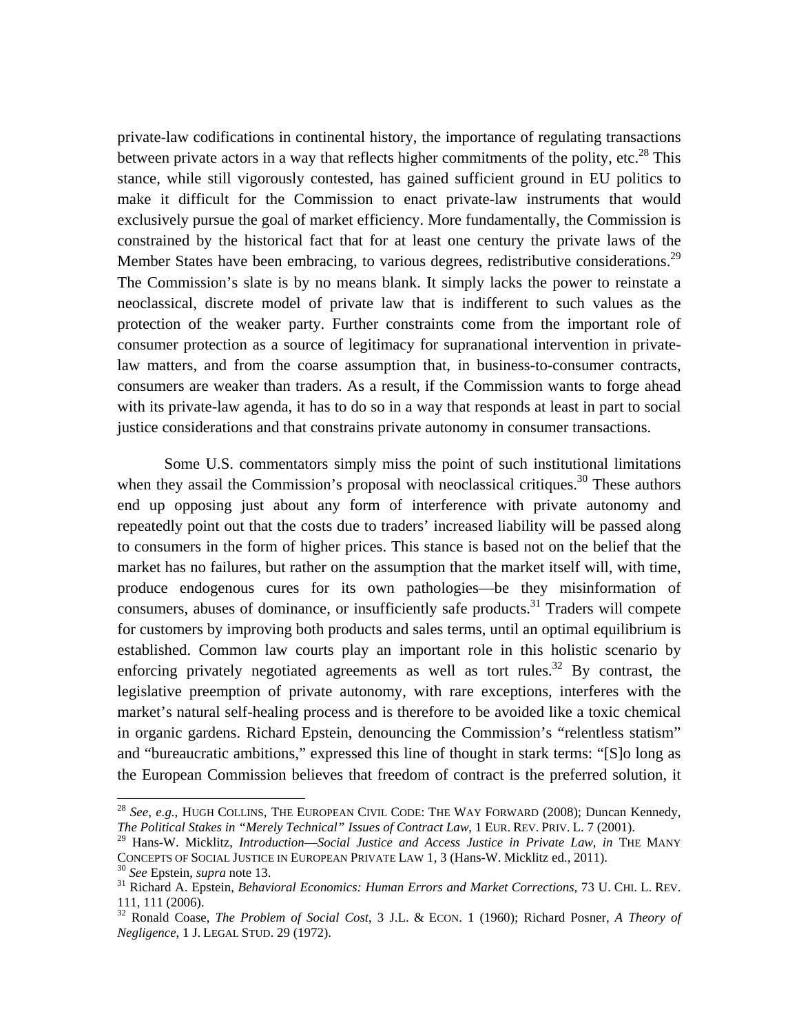private-law codifications in continental history, the importance of regulating transactions between private actors in a way that reflects higher commitments of the polity, etc.[28] This stance, while still vigorously contested, has gained sufficient ground in EU politics to make it difficult for the Commission to enact private-law instruments that would exclusively pursue the goal of market efficiency. More fundamentally, the Commission is constrained by the historical fact that for at least one century the private laws of the Member States have been embracing, to various degrees, redistributive considerations.[29] The Commission's slate is by no means blank. It simply lacks the power to reinstate a neoclassical, discrete model of private law that is indifferent to such values as the protection of the weaker party. Further constraints come from the important role of consumer protection as a source of legitimacy for supranational intervention in private-law matters, and from the coarse assumption that, in business-to-consumer contracts, consumers are weaker than traders. As a result, if the Commission wants to forge ahead with its private-law agenda, it has to do so in a way that responds at least in part to social justice considerations and that constrains private autonomy in consumer transactions.

Some U.S. commentators simply miss the point of such institutional limitations when they assail the Commission's proposal with neoclassical critiques.[30] These authors end up opposing just about any form of interference with private autonomy and repeatedly point out that the costs due to traders' increased liability will be passed along to consumers in the form of higher prices. This stance is based not on the belief that the market has no failures, but rather on the assumption that the market itself will, with time, produce endogenous cures for its own pathologies—be they misinformation of consumers, abuses of dominance, or insufficiently safe products.[31] Traders will compete for customers by improving both products and sales terms, until an optimal equilibrium is established. Common law courts play an important role in this holistic scenario by enforcing privately negotiated agreements as well as tort rules.[32] By contrast, the legislative preemption of private autonomy, with rare exceptions, interferes with the market's natural self-healing process and is therefore to be avoided like a toxic chemical in organic gardens. Richard Epstein, denouncing the Commission's "relentless statism" and "bureaucratic ambitions," expressed this line of thought in stark terms: "[S]o long as the European Commission believes that freedom of contract is the preferred solution, it

---

[28] *See, e.g.*, HUGH COLLINS, THE EUROPEAN CIVIL CODE: THE WAY FORWARD (2008); Duncan Kennedy, *The Political Stakes in "Merely Technical" Issues of Contract Law*, 1 EUR. REV. PRIV. L. 7 (2001).

[29] Hans-W. Micklitz, *Introduction—Social Justice and Access Justice in Private Law*, *in* THE MANY CONCEPTS OF SOCIAL JUSTICE IN EUROPEAN PRIVATE LAW 1, 3 (Hans-W. Micklitz ed., 2011).

[30] *See* Epstein, *supra* note 13.

[31] Richard A. Epstein, *Behavioral Economics: Human Errors and Market Corrections*, 73 U. CHI. L. REV. 111, 111 (2006).

[32] Ronald Coase, *The Problem of Social Cost*, 3 J.L. & ECON. 1 (1960); Richard Posner, *A Theory of Negligence*, 1 J. LEGAL STUD. 29 (1972).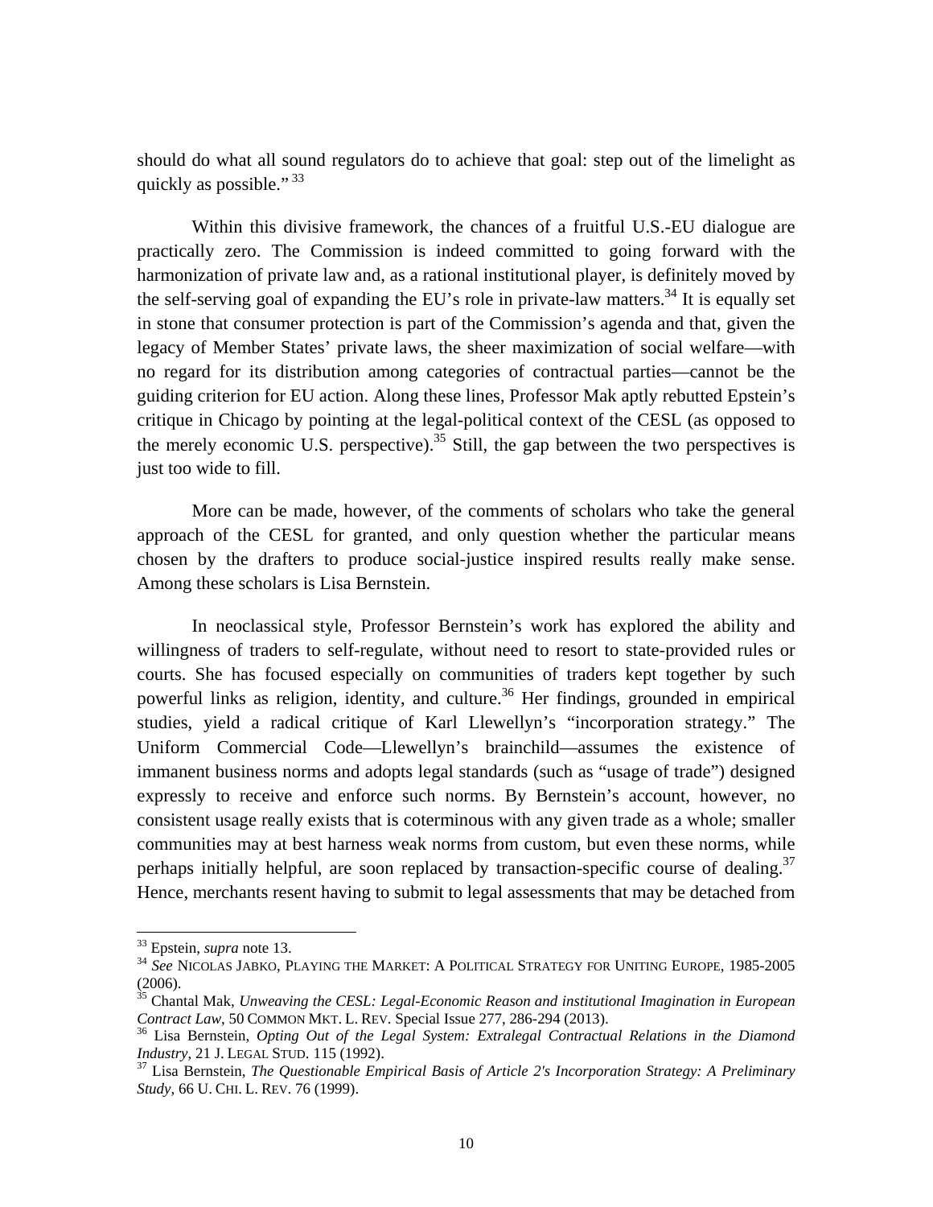should do what all sound regulators do to achieve that goal: step out of the limelight as quickly as possible." [33]

Within this divisive framework, the chances of a fruitful U.S.-EU dialogue are practically zero. The Commission is indeed committed to going forward with the harmonization of private law and, as a rational institutional player, is definitely moved by the self-serving goal of expanding the EU's role in private-law matters.[34] It is equally set in stone that consumer protection is part of the Commission's agenda and that, given the legacy of Member States' private laws, the sheer maximization of social welfare—with no regard for its distribution among categories of contractual parties—cannot be the guiding criterion for EU action. Along these lines, Professor Mak aptly rebutted Epstein's critique in Chicago by pointing at the legal-political context of the CESL (as opposed to the merely economic U.S. perspective).[35] Still, the gap between the two perspectives is just too wide to fill.

More can be made, however, of the comments of scholars who take the general approach of the CESL for granted, and only question whether the particular means chosen by the drafters to produce social-justice inspired results really make sense. Among these scholars is Lisa Bernstein.

In neoclassical style, Professor Bernstein's work has explored the ability and willingness of traders to self-regulate, without need to resort to state-provided rules or courts. She has focused especially on communities of traders kept together by such powerful links as religion, identity, and culture.[36] Her findings, grounded in empirical studies, yield a radical critique of Karl Llewellyn's "incorporation strategy." The Uniform Commercial Code—Llewellyn's brainchild—assumes the existence of immanent business norms and adopts legal standards (such as "usage of trade") designed expressly to receive and enforce such norms. By Bernstein's account, however, no consistent usage really exists that is coterminous with any given trade as a whole; smaller communities may at best harness weak norms from custom, but even these norms, while perhaps initially helpful, are soon replaced by transaction-specific course of dealing.[37] Hence, merchants resent having to submit to legal assessments that may be detached from

---

[33] Epstein, *supra* note 13.

[34] *See* NICOLAS JABKO, PLAYING THE MARKET: A POLITICAL STRATEGY FOR UNITING EUROPE, 1985-2005 (2006).

[35] Chantal Mak, *Unweaving the CESL: Legal-Economic Reason and institutional Imagination in European Contract Law*, 50 COMMON MKT. L. REV. Special Issue 277, 286-294 (2013).

[36] Lisa Bernstein, *Opting Out of the Legal System: Extralegal Contractual Relations in the Diamond Industry*, 21 J. LEGAL STUD. 115 (1992).

[37] Lisa Bernstein, *The Questionable Empirical Basis of Article 2's Incorporation Strategy: A Preliminary Study*, 66 U. CHI. L. REV. 76 (1999).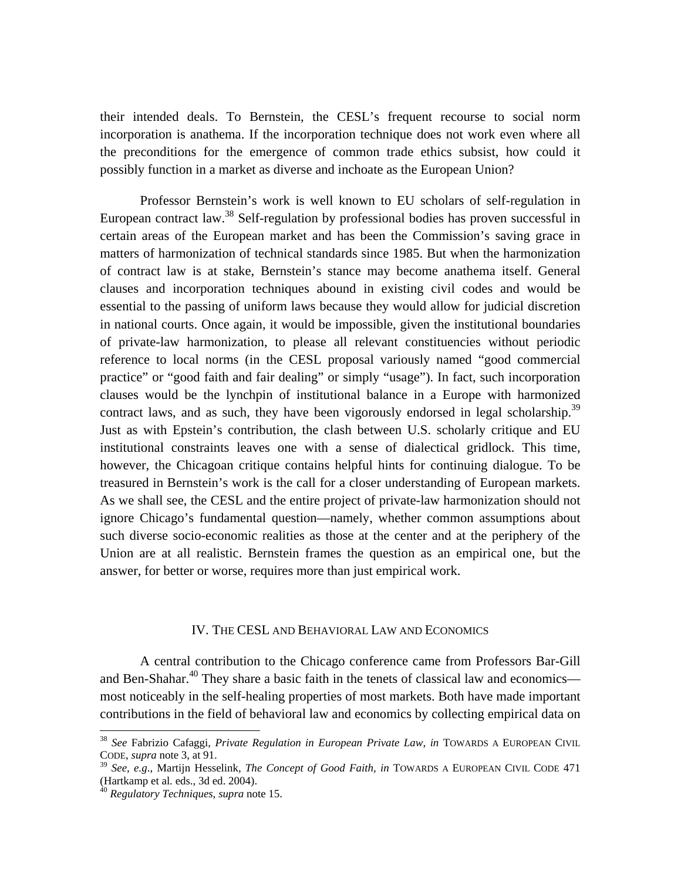their intended deals. To Bernstein, the CESL's frequent recourse to social norm incorporation is anathema. If the incorporation technique does not work even where all the preconditions for the emergence of common trade ethics subsist, how could it possibly function in a market as diverse and inchoate as the European Union?

Professor Bernstein's work is well known to EU scholars of self-regulation in European contract law.[38] Self-regulation by professional bodies has proven successful in certain areas of the European market and has been the Commission's saving grace in matters of harmonization of technical standards since 1985. But when the harmonization of contract law is at stake, Bernstein's stance may become anathema itself. General clauses and incorporation techniques abound in existing civil codes and would be essential to the passing of uniform laws because they would allow for judicial discretion in national courts. Once again, it would be impossible, given the institutional boundaries of private-law harmonization, to please all relevant constituencies without periodic reference to local norms (in the CESL proposal variously named "good commercial practice" or "good faith and fair dealing" or simply "usage"). In fact, such incorporation clauses would be the lynchpin of institutional balance in a Europe with harmonized contract laws, and as such, they have been vigorously endorsed in legal scholarship.[39] Just as with Epstein's contribution, the clash between U.S. scholarly critique and EU institutional constraints leaves one with a sense of dialectical gridlock. This time, however, the Chicagoan critique contains helpful hints for continuing dialogue. To be treasured in Bernstein's work is the call for a closer understanding of European markets. As we shall see, the CESL and the entire project of private-law harmonization should not ignore Chicago's fundamental question—namely, whether common assumptions about such diverse socio-economic realities as those at the center and at the periphery of the Union are at all realistic. Bernstein frames the question as an empirical one, but the answer, for better or worse, requires more than just empirical work.

## IV. The CESL and Behavioral Law and Economics

A central contribution to the Chicago conference came from Professors Bar-Gill and Ben-Shahar.[40] They share a basic faith in the tenets of classical law and economics—most noticeably in the self-healing properties of most markets. Both have made important contributions in the field of behavioral law and economics by collecting empirical data on

---

[38] *See* Fabrizio Cafaggi, *Private Regulation in European Private Law*, *in* TOWARDS A EUROPEAN CIVIL CODE, *supra* note 3, at 91.

[39] *See, e.g.*, Martijn Hesselink, *The Concept of Good Faith*, *in* TOWARDS A EUROPEAN CIVIL CODE 471 (Hartkamp et al. eds., 3d ed. 2004).

[40] *Regulatory Techniques*, *supra* note 15.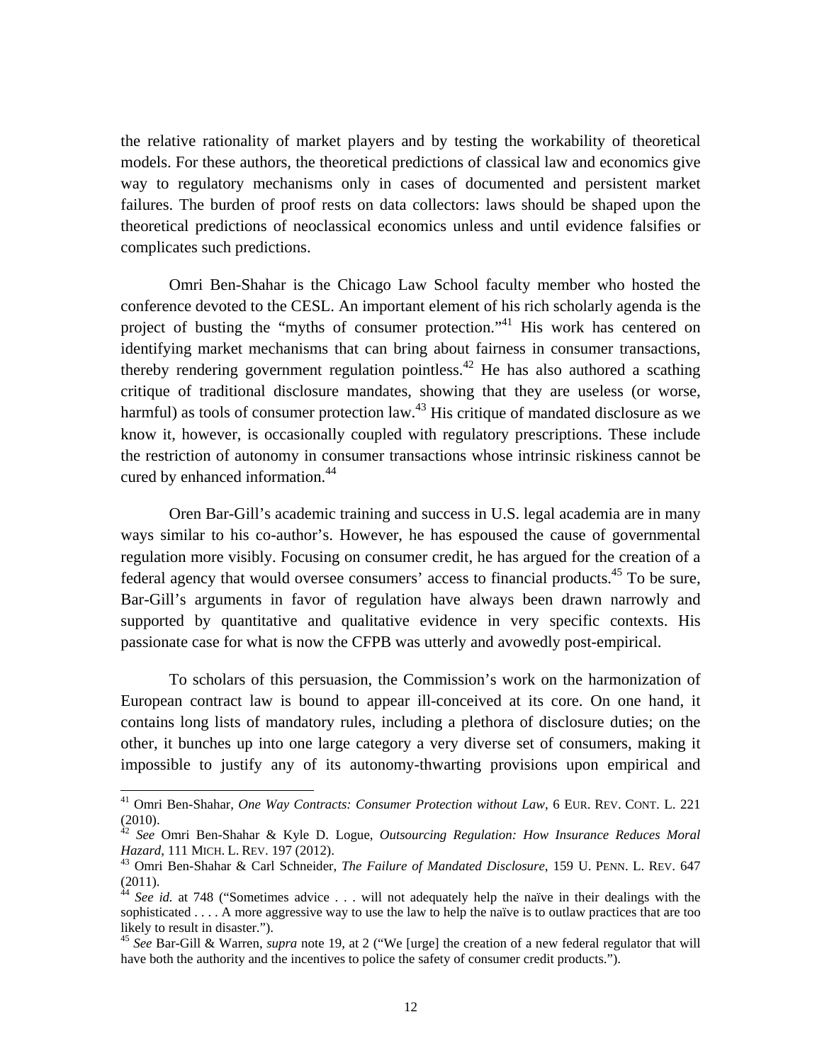the relative rationality of market players and by testing the workability of theoretical models. For these authors, the theoretical predictions of classical law and economics give way to regulatory mechanisms only in cases of documented and persistent market failures. The burden of proof rests on data collectors: laws should be shaped upon the theoretical predictions of neoclassical economics unless and until evidence falsifies or complicates such predictions.

Omri Ben-Shahar is the Chicago Law School faculty member who hosted the conference devoted to the CESL. An important element of his rich scholarly agenda is the project of busting the "myths of consumer protection."[41] His work has centered on identifying market mechanisms that can bring about fairness in consumer transactions, thereby rendering government regulation pointless.[42] He has also authored a scathing critique of traditional disclosure mandates, showing that they are useless (or worse, harmful) as tools of consumer protection law.[43] His critique of mandated disclosure as we know it, however, is occasionally coupled with regulatory prescriptions. These include the restriction of autonomy in consumer transactions whose intrinsic riskiness cannot be cured by enhanced information.[44]

Oren Bar-Gill's academic training and success in U.S. legal academia are in many ways similar to his co-author's. However, he has espoused the cause of governmental regulation more visibly. Focusing on consumer credit, he has argued for the creation of a federal agency that would oversee consumers' access to financial products.[45] To be sure, Bar-Gill's arguments in favor of regulation have always been drawn narrowly and supported by quantitative and qualitative evidence in very specific contexts. His passionate case for what is now the CFPB was utterly and avowedly post-empirical.

To scholars of this persuasion, the Commission's work on the harmonization of European contract law is bound to appear ill-conceived at its core. On one hand, it contains long lists of mandatory rules, including a plethora of disclosure duties; on the other, it bunches up into one large category a very diverse set of consumers, making it impossible to justify any of its autonomy-thwarting provisions upon empirical and

---

[41] Omri Ben-Shahar, *One Way Contracts: Consumer Protection without Law*, 6 EUR. REV. CONT. L. 221 (2010).

[42] *See* Omri Ben-Shahar & Kyle D. Logue, *Outsourcing Regulation: How Insurance Reduces Moral Hazard*, 111 MICH. L. REV. 197 (2012).

[43] Omri Ben-Shahar & Carl Schneider, *The Failure of Mandated Disclosure*, 159 U. PENN. L. REV. 647 (2011).

[44] *See id.* at 748 ("Sometimes advice . . . will not adequately help the naïve in their dealings with the sophisticated . . . . A more aggressive way to use the law to help the naïve is to outlaw practices that are too likely to result in disaster.").

[45] *See* Bar-Gill & Warren, *supra* note 19, at 2 ("We [urge] the creation of a new federal regulator that will have both the authority and the incentives to police the safety of consumer credit products.").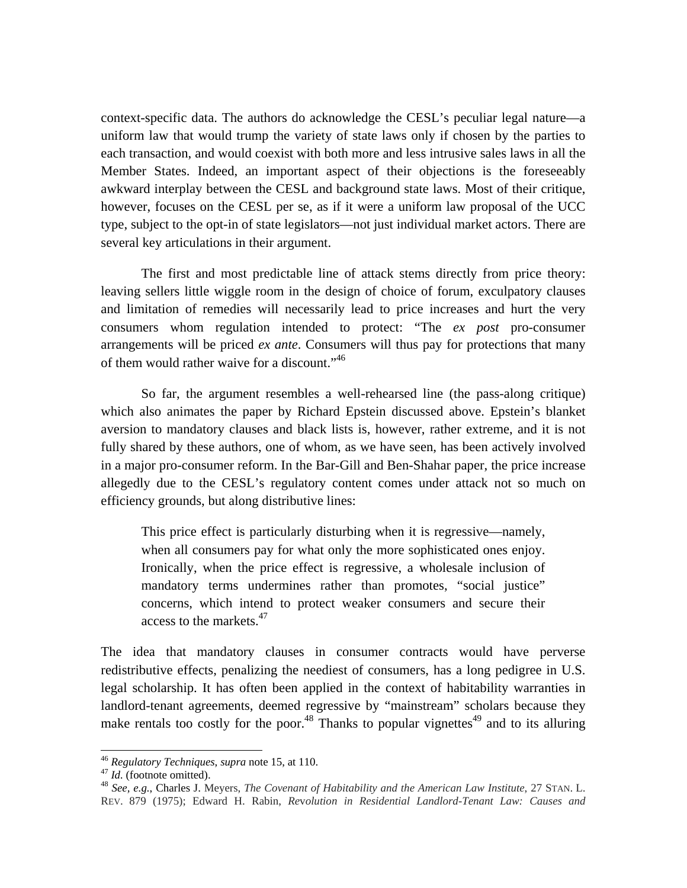context-specific data. The authors do acknowledge the CESL's peculiar legal nature—a uniform law that would trump the variety of state laws only if chosen by the parties to each transaction, and would coexist with both more and less intrusive sales laws in all the Member States. Indeed, an important aspect of their objections is the foreseeably awkward interplay between the CESL and background state laws. Most of their critique, however, focuses on the CESL per se, as if it were a uniform law proposal of the UCC type, subject to the opt-in of state legislators—not just individual market actors. There are several key articulations in their argument.

The first and most predictable line of attack stems directly from price theory: leaving sellers little wiggle room in the design of choice of forum, exculpatory clauses and limitation of remedies will necessarily lead to price increases and hurt the very consumers whom regulation intended to protect: "The *ex post* pro-consumer arrangements will be priced *ex ante*. Consumers will thus pay for protections that many of them would rather waive for a discount."[46]

So far, the argument resembles a well-rehearsed line (the pass-along critique) which also animates the paper by Richard Epstein discussed above. Epstein's blanket aversion to mandatory clauses and black lists is, however, rather extreme, and it is not fully shared by these authors, one of whom, as we have seen, has been actively involved in a major pro-consumer reform. In the Bar-Gill and Ben-Shahar paper, the price increase allegedly due to the CESL's regulatory content comes under attack not so much on efficiency grounds, but along distributive lines:

> This price effect is particularly disturbing when it is regressive—namely, when all consumers pay for what only the more sophisticated ones enjoy. Ironically, when the price effect is regressive, a wholesale inclusion of mandatory terms undermines rather than promotes, "social justice" concerns, which intend to protect weaker consumers and secure their access to the markets.[47]

The idea that mandatory clauses in consumer contracts would have perverse redistributive effects, penalizing the neediest of consumers, has a long pedigree in U.S. legal scholarship. It has often been applied in the context of habitability warranties in landlord-tenant agreements, deemed regressive by "mainstream" scholars because they make rentals too costly for the poor.[48] Thanks to popular vignettes[49] and to its alluring

---

[46] *Regulatory Techniques*, *supra* note 15, at 110.

[47] *Id.* (footnote omitted).

[48] *See, e.g.*, Charles J. Meyers, *The Covenant of Habitability and the American Law Institute*, 27 STAN. L. REV. 879 (1975); Edward H. Rabin, *Revolution in Residential Landlord-Tenant Law: Causes and*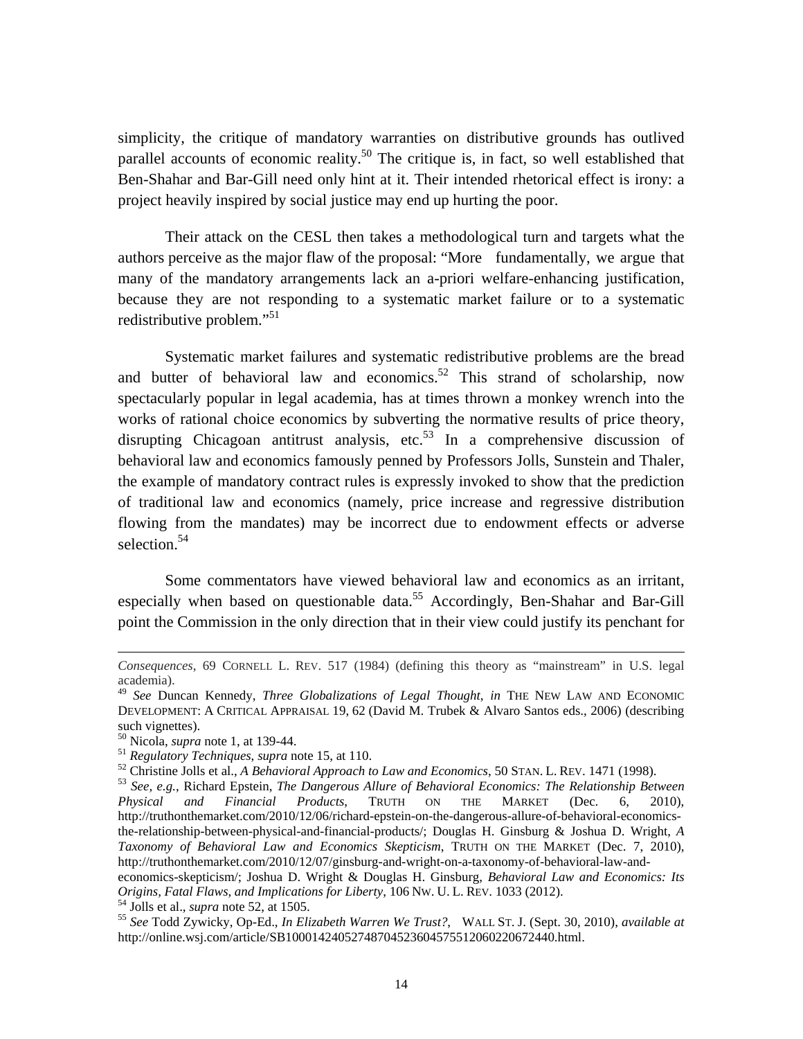simplicity, the critique of mandatory warranties on distributive grounds has outlived parallel accounts of economic reality.[50] The critique is, in fact, so well established that Ben-Shahar and Bar-Gill need only hint at it. Their intended rhetorical effect is irony: a project heavily inspired by social justice may end up hurting the poor.

Their attack on the CESL then takes a methodological turn and targets what the authors perceive as the major flaw of the proposal: "More fundamentally, we argue that many of the mandatory arrangements lack an a-priori welfare-enhancing justification, because they are not responding to a systematic market failure or to a systematic redistributive problem."[51]

Systematic market failures and systematic redistributive problems are the bread and butter of behavioral law and economics.[52] This strand of scholarship, now spectacularly popular in legal academia, has at times thrown a monkey wrench into the works of rational choice economics by subverting the normative results of price theory, disrupting Chicagoan antitrust analysis, etc.[53] In a comprehensive discussion of behavioral law and economics famously penned by Professors Jolls, Sunstein and Thaler, the example of mandatory contract rules is expressly invoked to show that the prediction of traditional law and economics (namely, price increase and regressive distribution flowing from the mandates) may be incorrect due to endowment effects or adverse selection.[54]

Some commentators have viewed behavioral law and economics as an irritant, especially when based on questionable data.[55] Accordingly, Ben-Shahar and Bar-Gill point the Commission in the only direction that in their view could justify its penchant for

---

*Consequences*, 69 CORNELL L. REV. 517 (1984) (defining this theory as "mainstream" in U.S. legal academia).

[49] *See* Duncan Kennedy, *Three Globalizations of Legal Thought*, *in* THE NEW LAW AND ECONOMIC DEVELOPMENT: A CRITICAL APPRAISAL 19, 62 (David M. Trubek & Alvaro Santos eds., 2006) (describing such vignettes).

[50] Nicola, *supra* note 1, at 139-44.

[51] *Regulatory Techniques*, *supra* note 15, at 110.

[52] Christine Jolls et al., *A Behavioral Approach to Law and Economics*, 50 STAN. L. REV. 1471 (1998).

[53] *See, e.g.*, Richard Epstein, *The Dangerous Allure of Behavioral Economics: The Relationship Between Physical and Financial Products*, TRUTH ON THE MARKET (Dec. 6, 2010), http://truthonthemarket.com/2010/12/06/richard-epstein-on-the-dangerous-allure-of-behavioral-economics-the-relationship-between-physical-and-financial-products/; Douglas H. Ginsburg & Joshua D. Wright, *A Taxonomy of Behavioral Law and Economics Skepticism*, TRUTH ON THE MARKET (Dec. 7, 2010), http://truthonthemarket.com/2010/12/07/ginsburg-and-wright-on-a-taxonomy-of-behavioral-law-and-economics-skepticism/; Joshua D. Wright & Douglas H. Ginsburg, *Behavioral Law and Economics: Its Origins, Fatal Flaws, and Implications for Liberty*, 106 NW. U. L. REV. 1033 (2012).

[54] Jolls et al., *supra* note 52, at 1505.

[55] *See* Todd Zywicky, Op-Ed., *In Elizabeth Warren We Trust?*, WALL ST. J. (Sept. 30, 2010), *available at* http://online.wsj.com/article/SB10001424052748704523604575512060220672440.html.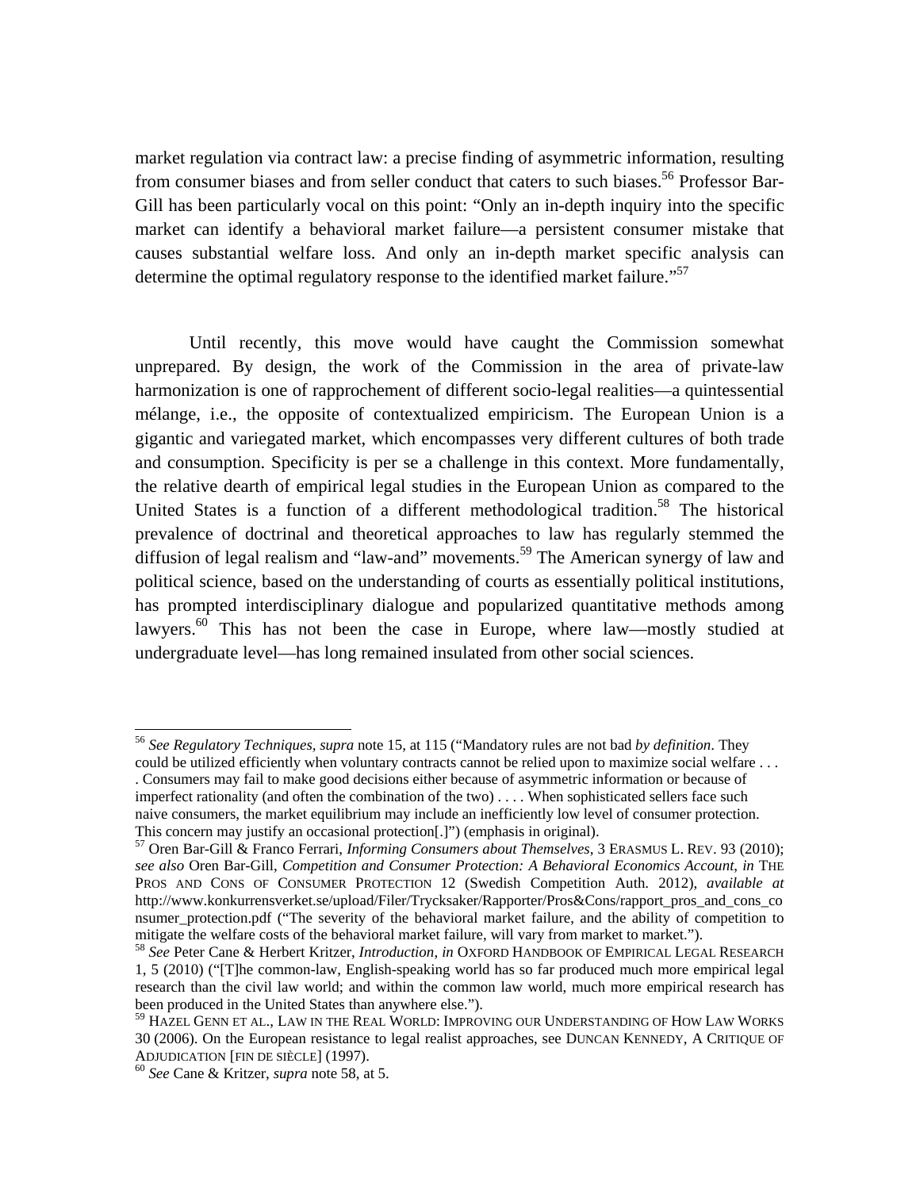market regulation via contract law: a precise finding of asymmetric information, resulting from consumer biases and from seller conduct that caters to such biases.[56] Professor Bar-Gill has been particularly vocal on this point: "Only an in-depth inquiry into the specific market can identify a behavioral market failure—a persistent consumer mistake that causes substantial welfare loss. And only an in-depth market specific analysis can determine the optimal regulatory response to the identified market failure."[57]

Until recently, this move would have caught the Commission somewhat unprepared. By design, the work of the Commission in the area of private-law harmonization is one of rapprochement of different socio-legal realities—a quintessential mélange, i.e., the opposite of contextualized empiricism. The European Union is a gigantic and variegated market, which encompasses very different cultures of both trade and consumption. Specificity is per se a challenge in this context. More fundamentally, the relative dearth of empirical legal studies in the European Union as compared to the United States is a function of a different methodological tradition.[58] The historical prevalence of doctrinal and theoretical approaches to law has regularly stemmed the diffusion of legal realism and "law-and" movements.[59] The American synergy of law and political science, based on the understanding of courts as essentially political institutions, has prompted interdisciplinary dialogue and popularized quantitative methods among lawyers.[60] This has not been the case in Europe, where law—mostly studied at undergraduate level—has long remained insulated from other social sciences.

---

[56] *See Regulatory Techniques*, *supra* note 15, at 115 ("Mandatory rules are not bad *by definition*. They could be utilized efficiently when voluntary contracts cannot be relied upon to maximize social welfare . . . . Consumers may fail to make good decisions either because of asymmetric information or because of imperfect rationality (and often the combination of the two) . . . . When sophisticated sellers face such naive consumers, the market equilibrium may include an inefficiently low level of consumer protection. This concern may justify an occasional protection[.]") (emphasis in original).

[57] Oren Bar-Gill & Franco Ferrari, *Informing Consumers about Themselves*, 3 ERASMUS L. REV. 93 (2010); *see also* Oren Bar-Gill, *Competition and Consumer Protection: A Behavioral Economics Account*, *in* THE PROS AND CONS OF CONSUMER PROTECTION 12 (Swedish Competition Auth. 2012), *available at* http://www.konkurrensverket.se/upload/Filer/Trycksaker/Rapporter/Pros&Cons/rapport_pros_and_cons_consumer_protection.pdf ("The severity of the behavioral market failure, and the ability of competition to mitigate the welfare costs of the behavioral market failure, will vary from market to market.").

[58] *See* Peter Cane & Herbert Kritzer, *Introduction*, *in* OXFORD HANDBOOK OF EMPIRICAL LEGAL RESEARCH 1, 5 (2010) ("[T]he common-law, English-speaking world has so far produced much more empirical legal research than the civil law world; and within the common law world, much more empirical research has been produced in the United States than anywhere else.").

[59] HAZEL GENN ET AL., LAW IN THE REAL WORLD: IMPROVING OUR UNDERSTANDING OF HOW LAW WORKS 30 (2006). On the European resistance to legal realist approaches, see DUNCAN KENNEDY, A CRITIQUE OF ADJUDICATION [FIN DE SIÈCLE] (1997).

[60] *See* Cane & Kritzer, *supra* note 58, at 5.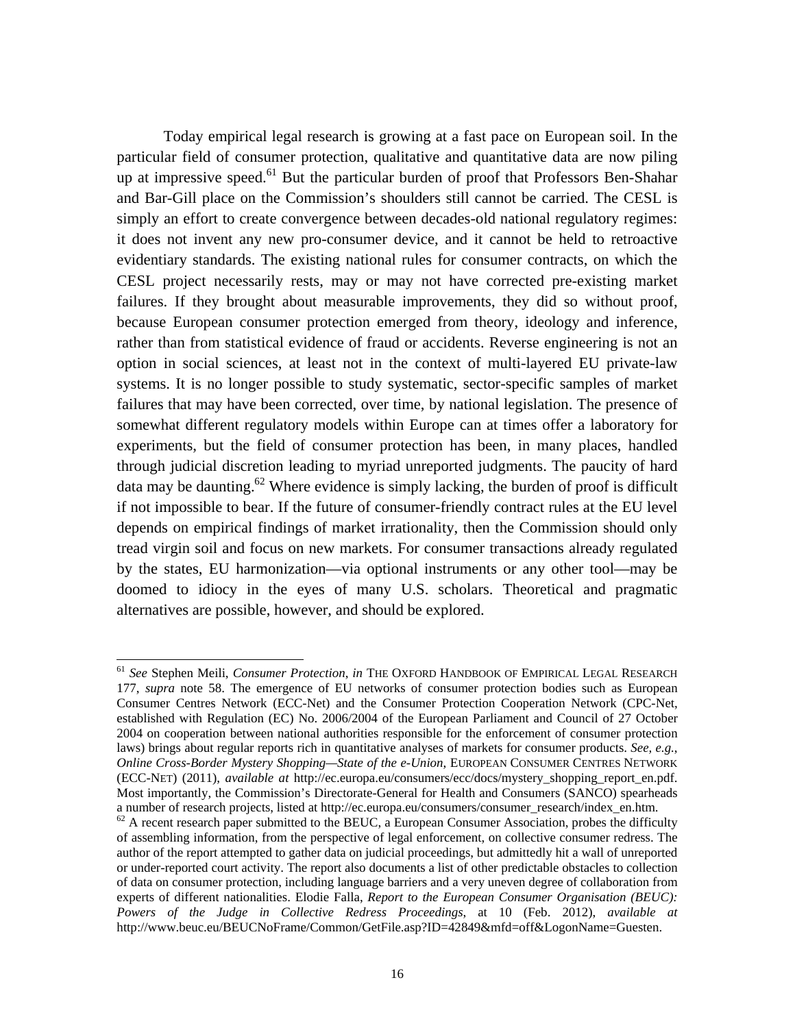Today empirical legal research is growing at a fast pace on European soil. In the particular field of consumer protection, qualitative and quantitative data are now piling up at impressive speed.[61] But the particular burden of proof that Professors Ben-Shahar and Bar-Gill place on the Commission's shoulders still cannot be carried. The CESL is simply an effort to create convergence between decades-old national regulatory regimes: it does not invent any new pro-consumer device, and it cannot be held to retroactive evidentiary standards. The existing national rules for consumer contracts, on which the CESL project necessarily rests, may or may not have corrected pre-existing market failures. If they brought about measurable improvements, they did so without proof, because European consumer protection emerged from theory, ideology and inference, rather than from statistical evidence of fraud or accidents. Reverse engineering is not an option in social sciences, at least not in the context of multi-layered EU private-law systems. It is no longer possible to study systematic, sector-specific samples of market failures that may have been corrected, over time, by national legislation. The presence of somewhat different regulatory models within Europe can at times offer a laboratory for experiments, but the field of consumer protection has been, in many places, handled through judicial discretion leading to myriad unreported judgments. The paucity of hard data may be daunting.[62] Where evidence is simply lacking, the burden of proof is difficult if not impossible to bear. If the future of consumer-friendly contract rules at the EU level depends on empirical findings of market irrationality, then the Commission should only tread virgin soil and focus on new markets. For consumer transactions already regulated by the states, EU harmonization—via optional instruments or any other tool—may be doomed to idiocy in the eyes of many U.S. scholars. Theoretical and pragmatic alternatives are possible, however, and should be explored.

---

[61] *See* Stephen Meili, *Consumer Protection*, *in* THE OXFORD HANDBOOK OF EMPIRICAL LEGAL RESEARCH 177, *supra* note 58. The emergence of EU networks of consumer protection bodies such as European Consumer Centres Network (ECC-Net) and the Consumer Protection Cooperation Network (CPC-Net, established with Regulation (EC) No. 2006/2004 of the European Parliament and Council of 27 October 2004 on cooperation between national authorities responsible for the enforcement of consumer protection laws) brings about regular reports rich in quantitative analyses of markets for consumer products. *See, e.g.*, *Online Cross-Border Mystery Shopping—State of the e-Union*, EUROPEAN CONSUMER CENTRES NETWORK (ECC-NET) (2011), *available at* http://ec.europa.eu/consumers/ecc/docs/mystery_shopping_report_en.pdf. Most importantly, the Commission's Directorate-General for Health and Consumers (SANCO) spearheads a number of research projects, listed at http://ec.europa.eu/consumers/consumer_research/index_en.htm.

[62] A recent research paper submitted to the BEUC, a European Consumer Association, probes the difficulty of assembling information, from the perspective of legal enforcement, on collective consumer redress. The author of the report attempted to gather data on judicial proceedings, but admittedly hit a wall of unreported or under-reported court activity. The report also documents a list of other predictable obstacles to collection of data on consumer protection, including language barriers and a very uneven degree of collaboration from experts of different nationalities. Elodie Falla, *Report to the European Consumer Organisation (BEUC): Powers of the Judge in Collective Redress Proceedings*, at 10 (Feb. 2012), *available at* http://www.beuc.eu/BEUCNoFrame/Common/GetFile.asp?ID=42849&mfd=off&LogonName=Guesten.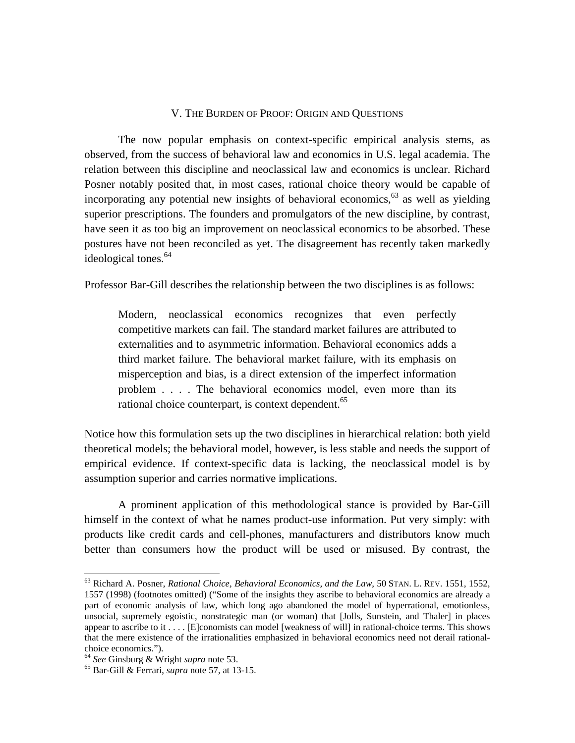## V. THE BURDEN OF PROOF: ORIGIN AND QUESTIONS

The now popular emphasis on context-specific empirical analysis stems, as observed, from the success of behavioral law and economics in U.S. legal academia. The relation between this discipline and neoclassical law and economics is unclear. Richard Posner notably posited that, in most cases, rational choice theory would be capable of incorporating any potential new insights of behavioral economics,[63] as well as yielding superior prescriptions. The founders and promulgators of the new discipline, by contrast, have seen it as too big an improvement on neoclassical economics to be absorbed. These postures have not been reconciled as yet. The disagreement has recently taken markedly ideological tones.[64]

Professor Bar-Gill describes the relationship between the two disciplines is as follows:

> Modern, neoclassical economics recognizes that even perfectly competitive markets can fail. The standard market failures are attributed to externalities and to asymmetric information. Behavioral economics adds a third market failure. The behavioral market failure, with its emphasis on misperception and bias, is a direct extension of the imperfect information problem . . . . The behavioral economics model, even more than its rational choice counterpart, is context dependent.[65]

Notice how this formulation sets up the two disciplines in hierarchical relation: both yield theoretical models; the behavioral model, however, is less stable and needs the support of empirical evidence. If context-specific data is lacking, the neoclassical model is by assumption superior and carries normative implications.

A prominent application of this methodological stance is provided by Bar-Gill himself in the context of what he names product-use information. Put very simply: with products like credit cards and cell-phones, manufacturers and distributors know much better than consumers how the product will be used or misused. By contrast, the

---

[63] Richard A. Posner, *Rational Choice, Behavioral Economics, and the Law*, 50 STAN. L. REV. 1551, 1552, 1557 (1998) (footnotes omitted) ("Some of the insights they ascribe to behavioral economics are already a part of economic analysis of law, which long ago abandoned the model of hyperrational, emotionless, unsocial, supremely egoistic, nonstrategic man (or woman) that [Jolls, Sunstein, and Thaler] in places appear to ascribe to it . . . . [E]conomists can model [weakness of will] in rational-choice terms. This shows that the mere existence of the irrationalities emphasized in behavioral economics need not derail rational-choice economics.").

[64] *See* Ginsburg & Wright *supra* note 53.

[65] Bar-Gill & Ferrari, *supra* note 57, at 13-15.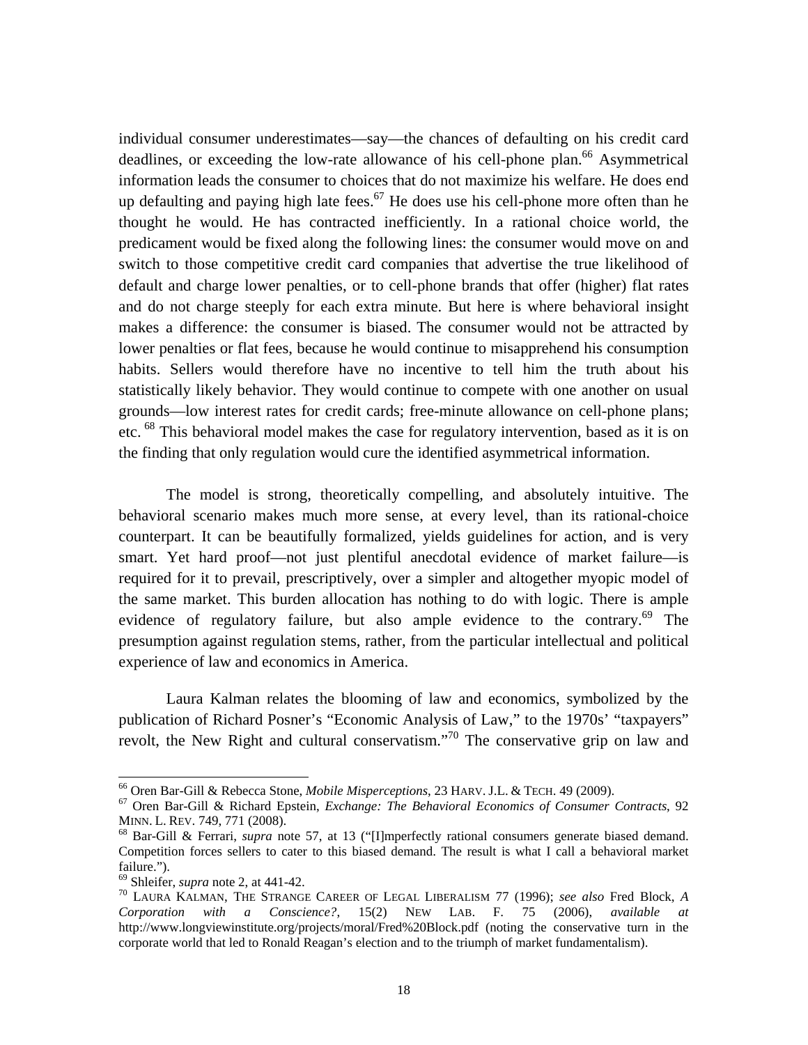individual consumer underestimates—say—the chances of defaulting on his credit card deadlines, or exceeding the low-rate allowance of his cell-phone plan.[66] Asymmetrical information leads the consumer to choices that do not maximize his welfare. He does end up defaulting and paying high late fees.[67] He does use his cell-phone more often than he thought he would. He has contracted inefficiently. In a rational choice world, the predicament would be fixed along the following lines: the consumer would move on and switch to those competitive credit card companies that advertise the true likelihood of default and charge lower penalties, or to cell-phone brands that offer (higher) flat rates and do not charge steeply for each extra minute. But here is where behavioral insight makes a difference: the consumer is biased. The consumer would not be attracted by lower penalties or flat fees, because he would continue to misapprehend his consumption habits. Sellers would therefore have no incentive to tell him the truth about his statistically likely behavior. They would continue to compete with one another on usual grounds—low interest rates for credit cards; free-minute allowance on cell-phone plans; etc. [68] This behavioral model makes the case for regulatory intervention, based as it is on the finding that only regulation would cure the identified asymmetrical information.

The model is strong, theoretically compelling, and absolutely intuitive. The behavioral scenario makes much more sense, at every level, than its rational-choice counterpart. It can be beautifully formalized, yields guidelines for action, and is very smart. Yet hard proof—not just plentiful anecdotal evidence of market failure—is required for it to prevail, prescriptively, over a simpler and altogether myopic model of the same market. This burden allocation has nothing to do with logic. There is ample evidence of regulatory failure, but also ample evidence to the contrary.[69] The presumption against regulation stems, rather, from the particular intellectual and political experience of law and economics in America.

Laura Kalman relates the blooming of law and economics, symbolized by the publication of Richard Posner's "Economic Analysis of Law," to the 1970s' "taxpayers" revolt, the New Right and cultural conservatism."[70] The conservative grip on law and

---

[66] Oren Bar-Gill & Rebecca Stone, *Mobile Misperceptions*, 23 HARV. J.L. & TECH. 49 (2009).

[67] Oren Bar-Gill & Richard Epstein, *Exchange: The Behavioral Economics of Consumer Contracts*, 92 MINN. L. REV. 749, 771 (2008).

[68] Bar-Gill & Ferrari, *supra* note 57, at 13 ("[I]mperfectly rational consumers generate biased demand. Competition forces sellers to cater to this biased demand. The result is what I call a behavioral market failure.").

[69] Shleifer, *supra* note 2, at 441-42.

[70] LAURA KALMAN, THE STRANGE CAREER OF LEGAL LIBERALISM 77 (1996); *see also* Fred Block, *A Corporation with a Conscience?*, 15(2) NEW LAB. F. 75 (2006), *available at* http://www.longviewinstitute.org/projects/moral/Fred%20Block.pdf (noting the conservative turn in the corporate world that led to Ronald Reagan's election and to the triumph of market fundamentalism).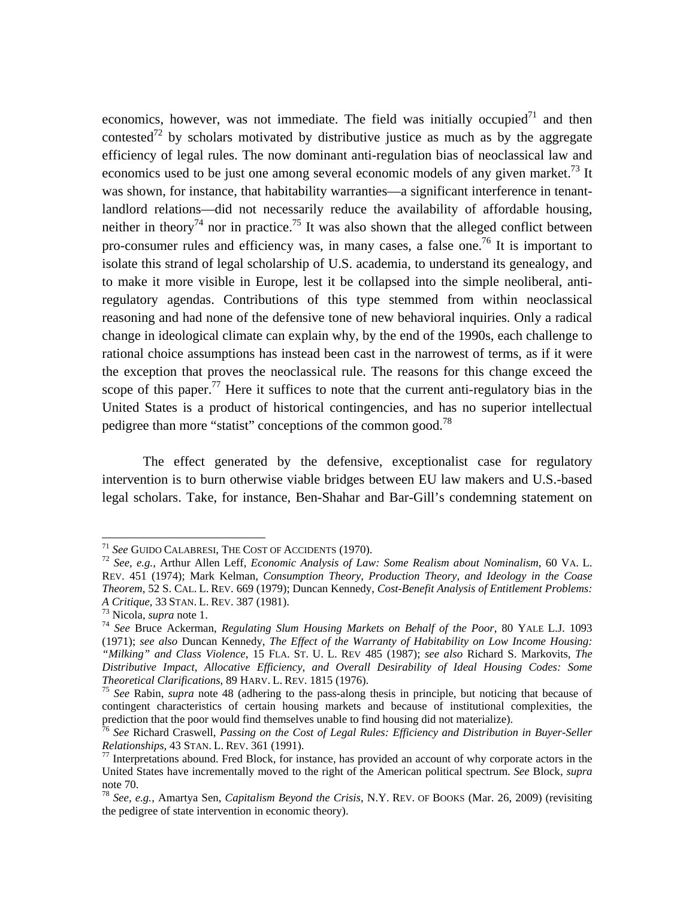economics, however, was not immediate. The field was initially occupied[71] and then contested[72] by scholars motivated by distributive justice as much as by the aggregate efficiency of legal rules. The now dominant anti-regulation bias of neoclassical law and economics used to be just one among several economic models of any given market.[73] It was shown, for instance, that habitability warranties—a significant interference in tenant-landlord relations—did not necessarily reduce the availability of affordable housing, neither in theory[74] nor in practice.[75] It was also shown that the alleged conflict between pro-consumer rules and efficiency was, in many cases, a false one.[76] It is important to isolate this strand of legal scholarship of U.S. academia, to understand its genealogy, and to make it more visible in Europe, lest it be collapsed into the simple neoliberal, anti-regulatory agendas. Contributions of this type stemmed from within neoclassical reasoning and had none of the defensive tone of new behavioral inquiries. Only a radical change in ideological climate can explain why, by the end of the 1990s, each challenge to rational choice assumptions has instead been cast in the narrowest of terms, as if it were the exception that proves the neoclassical rule. The reasons for this change exceed the scope of this paper.[77] Here it suffices to note that the current anti-regulatory bias in the United States is a product of historical contingencies, and has no superior intellectual pedigree than more "statist" conceptions of the common good.[78]

The effect generated by the defensive, exceptionalist case for regulatory intervention is to burn otherwise viable bridges between EU law makers and U.S.-based legal scholars. Take, for instance, Ben-Shahar and Bar-Gill's condemning statement on

---

[71] *See* GUIDO CALABRESI, THE COST OF ACCIDENTS (1970).

[72] *See, e.g.*, Arthur Allen Leff, *Economic Analysis of Law: Some Realism about Nominalism*, 60 VA. L. REV. 451 (1974); Mark Kelman, *Consumption Theory, Production Theory, and Ideology in the Coase Theorem*, 52 S. CAL. L. REV. 669 (1979); Duncan Kennedy, *Cost-Benefit Analysis of Entitlement Problems: A Critique*, 33 STAN. L. REV. 387 (1981).

[73] Nicola, *supra* note 1.

[74] *See* Bruce Ackerman, *Regulating Slum Housing Markets on Behalf of the Poor*, 80 YALE L.J. 1093 (1971); *see also* Duncan Kennedy, *The Effect of the Warranty of Habitability on Low Income Housing: "Milking" and Class Violence*, 15 FLA. ST. U. L. REV 485 (1987); *see also* Richard S. Markovits, *The Distributive Impact, Allocative Efficiency, and Overall Desirability of Ideal Housing Codes: Some Theoretical Clarifications*, 89 HARV. L. REV. 1815 (1976).

[75] *See* Rabin, *supra* note 48 (adhering to the pass-along thesis in principle, but noticing that because of contingent characteristics of certain housing markets and because of institutional complexities, the prediction that the poor would find themselves unable to find housing did not materialize).

[76] *See* Richard Craswell, *Passing on the Cost of Legal Rules: Efficiency and Distribution in Buyer-Seller Relationships*, 43 STAN. L. REV. 361 (1991).

[77] Interpretations abound. Fred Block, for instance, has provided an account of why corporate actors in the United States have incrementally moved to the right of the American political spectrum. *See* Block, *supra* note 70.

[78] *See, e.g.*, Amartya Sen, *Capitalism Beyond the Crisis*, N.Y. REV. OF BOOKS (Mar. 26, 2009) (revisiting the pedigree of state intervention in economic theory).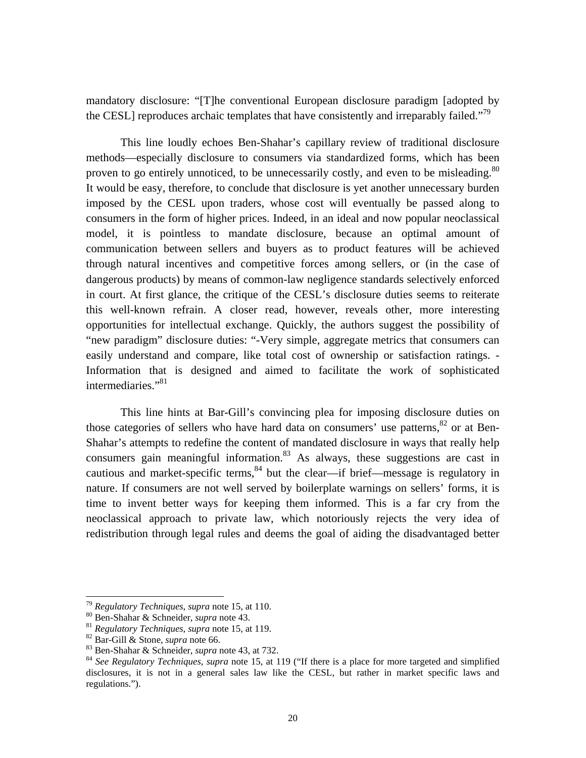mandatory disclosure: "[T]he conventional European disclosure paradigm [adopted by the CESL] reproduces archaic templates that have consistently and irreparably failed."[79]

This line loudly echoes Ben-Shahar's capillary review of traditional disclosure methods—especially disclosure to consumers via standardized forms, which has been proven to go entirely unnoticed, to be unnecessarily costly, and even to be misleading.[80] It would be easy, therefore, to conclude that disclosure is yet another unnecessary burden imposed by the CESL upon traders, whose cost will eventually be passed along to consumers in the form of higher prices. Indeed, in an ideal and now popular neoclassical model, it is pointless to mandate disclosure, because an optimal amount of communication between sellers and buyers as to product features will be achieved through natural incentives and competitive forces among sellers, or (in the case of dangerous products) by means of common-law negligence standards selectively enforced in court. At first glance, the critique of the CESL's disclosure duties seems to reiterate this well-known refrain. A closer read, however, reveals other, more interesting opportunities for intellectual exchange. Quickly, the authors suggest the possibility of "new paradigm" disclosure duties: "-Very simple, aggregate metrics that consumers can easily understand and compare, like total cost of ownership or satisfaction ratings. -Information that is designed and aimed to facilitate the work of sophisticated intermediaries."[81]

This line hints at Bar-Gill's convincing plea for imposing disclosure duties on those categories of sellers who have hard data on consumers' use patterns,[82] or at Ben-Shahar's attempts to redefine the content of mandated disclosure in ways that really help consumers gain meaningful information.[83] As always, these suggestions are cast in cautious and market-specific terms,[84] but the clear—if brief—message is regulatory in nature. If consumers are not well served by boilerplate warnings on sellers' forms, it is time to invent better ways for keeping them informed. This is a far cry from the neoclassical approach to private law, which notoriously rejects the very idea of redistribution through legal rules and deems the goal of aiding the disadvantaged better

---

[79] *Regulatory Techniques*, *supra* note 15, at 110.

[80] Ben-Shahar & Schneider, *supra* note 43.

[81] *Regulatory Techniques*, *supra* note 15, at 119.

[82] Bar-Gill & Stone, *supra* note 66.

[83] Ben-Shahar & Schneider, *supra* note 43, at 732.

[84] *See Regulatory Techniques*, *supra* note 15, at 119 ("If there is a place for more targeted and simplified disclosures, it is not in a general sales law like the CESL, but rather in market specific laws and regulations.").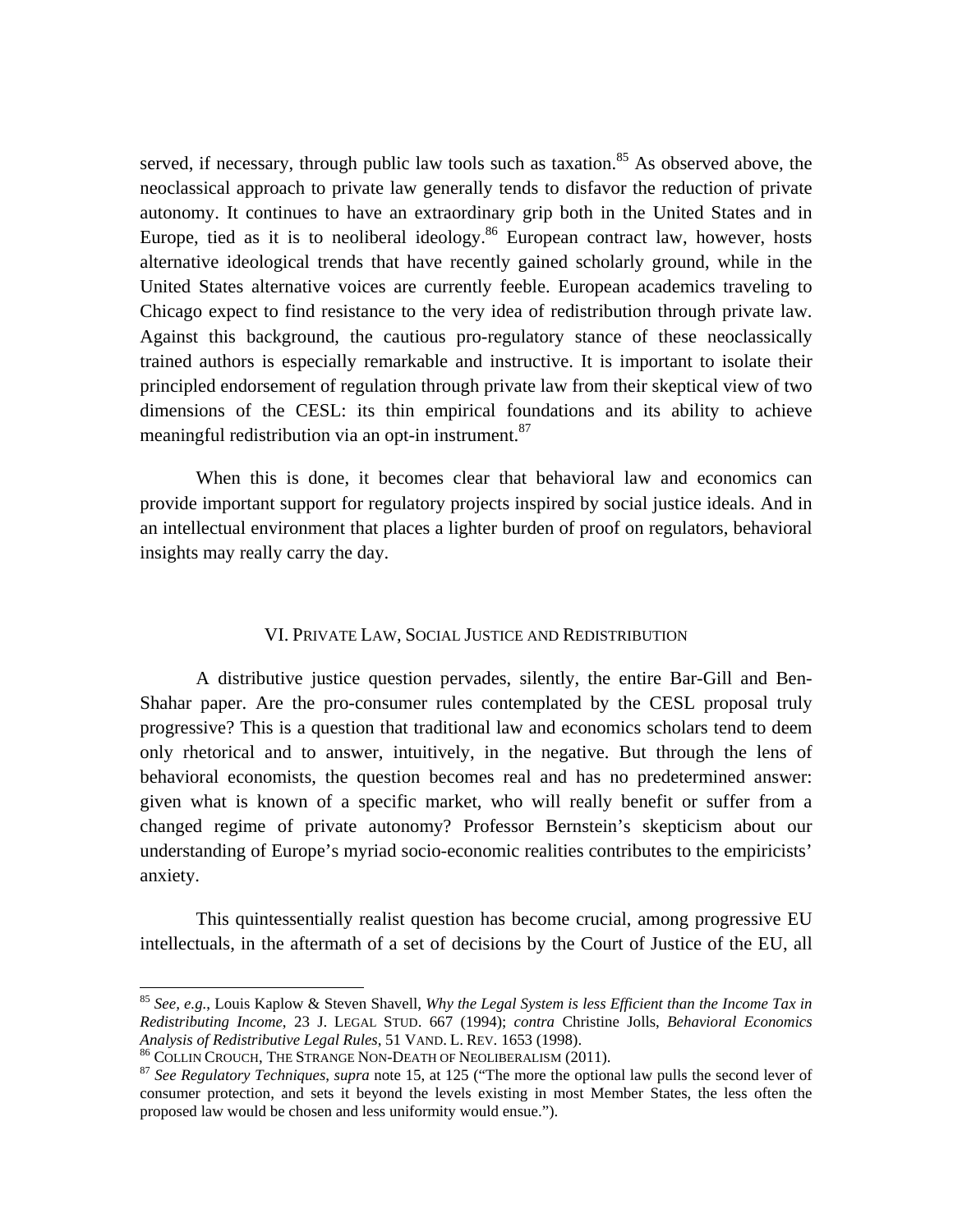served, if necessary, through public law tools such as taxation.[85] As observed above, the neoclassical approach to private law generally tends to disfavor the reduction of private autonomy. It continues to have an extraordinary grip both in the United States and in Europe, tied as it is to neoliberal ideology.[86] European contract law, however, hosts alternative ideological trends that have recently gained scholarly ground, while in the United States alternative voices are currently feeble. European academics traveling to Chicago expect to find resistance to the very idea of redistribution through private law. Against this background, the cautious pro-regulatory stance of these neoclassically trained authors is especially remarkable and instructive. It is important to isolate their principled endorsement of regulation through private law from their skeptical view of two dimensions of the CESL: its thin empirical foundations and its ability to achieve meaningful redistribution via an opt-in instrument.[87]

When this is done, it becomes clear that behavioral law and economics can provide important support for regulatory projects inspired by social justice ideals. And in an intellectual environment that places a lighter burden of proof on regulators, behavioral insights may really carry the day.

## VI. PRIVATE LAW, SOCIAL JUSTICE AND REDISTRIBUTION

A distributive justice question pervades, silently, the entire Bar-Gill and Ben-Shahar paper. Are the pro-consumer rules contemplated by the CESL proposal truly progressive? This is a question that traditional law and economics scholars tend to deem only rhetorical and to answer, intuitively, in the negative. But through the lens of behavioral economists, the question becomes real and has no predetermined answer: given what is known of a specific market, who will really benefit or suffer from a changed regime of private autonomy? Professor Bernstein's skepticism about our understanding of Europe's myriad socio-economic realities contributes to the empiricists' anxiety.

This quintessentially realist question has become crucial, among progressive EU intellectuals, in the aftermath of a set of decisions by the Court of Justice of the EU, all

---

[85] *See, e.g.*, Louis Kaplow & Steven Shavell, *Why the Legal System is less Efficient than the Income Tax in Redistributing Income*, 23 J. LEGAL STUD. 667 (1994); *contra* Christine Jolls, *Behavioral Economics Analysis of Redistributive Legal Rules*, 51 VAND. L. REV. 1653 (1998).

[86] COLLIN CROUCH, THE STRANGE NON-DEATH OF NEOLIBERALISM (2011).

[87] *See Regulatory Techniques*, *supra* note 15, at 125 ("The more the optional law pulls the second lever of consumer protection, and sets it beyond the levels existing in most Member States, the less often the proposed law would be chosen and less uniformity would ensue.").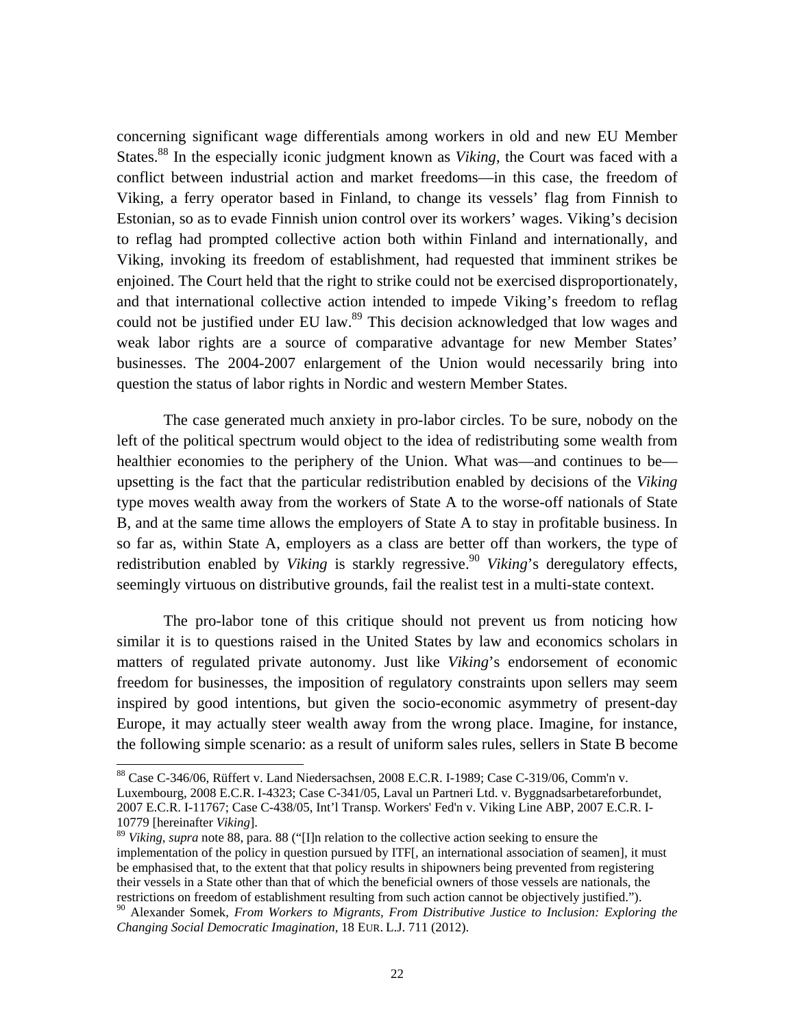concerning significant wage differentials among workers in old and new EU Member States.[88] In the especially iconic judgment known as *Viking*, the Court was faced with a conflict between industrial action and market freedoms—in this case, the freedom of Viking, a ferry operator based in Finland, to change its vessels' flag from Finnish to Estonian, so as to evade Finnish union control over its workers' wages. Viking's decision to reflag had prompted collective action both within Finland and internationally, and Viking, invoking its freedom of establishment, had requested that imminent strikes be enjoined. The Court held that the right to strike could not be exercised disproportionately, and that international collective action intended to impede Viking's freedom to reflag could not be justified under EU law.[89] This decision acknowledged that low wages and weak labor rights are a source of comparative advantage for new Member States' businesses. The 2004-2007 enlargement of the Union would necessarily bring into question the status of labor rights in Nordic and western Member States.

The case generated much anxiety in pro-labor circles. To be sure, nobody on the left of the political spectrum would object to the idea of redistributing some wealth from healthier economies to the periphery of the Union. What was—and continues to be—upsetting is the fact that the particular redistribution enabled by decisions of the *Viking* type moves wealth away from the workers of State A to the worse-off nationals of State B, and at the same time allows the employers of State A to stay in profitable business. In so far as, within State A, employers as a class are better off than workers, the type of redistribution enabled by *Viking* is starkly regressive.[90] *Viking*'s deregulatory effects, seemingly virtuous on distributive grounds, fail the realist test in a multi-state context.

The pro-labor tone of this critique should not prevent us from noticing how similar it is to questions raised in the United States by law and economics scholars in matters of regulated private autonomy. Just like *Viking*'s endorsement of economic freedom for businesses, the imposition of regulatory constraints upon sellers may seem inspired by good intentions, but given the socio-economic asymmetry of present-day Europe, it may actually steer wealth away from the wrong place. Imagine, for instance, the following simple scenario: as a result of uniform sales rules, sellers in State B become

---

[88] Case C-346/06, Rüffert v. Land Niedersachsen, 2008 E.C.R. I-1989; Case C-319/06, Comm'n v. Luxembourg, 2008 E.C.R. I-4323; Case C-341/05, Laval un Partneri Ltd. v. Byggnadsarbetareforbundet, 2007 E.C.R. I-11767; Case C-438/05, Int'l Transp. Workers' Fed'n v. Viking Line ABP, 2007 E.C.R. I-10779 [hereinafter *Viking*].

[89] *Viking*, *supra* note 88, para. 88 ("[I]n relation to the collective action seeking to ensure the implementation of the policy in question pursued by ITF[, an international association of seamen], it must be emphasised that, to the extent that that policy results in shipowners being prevented from registering their vessels in a State other than that of which the beneficial owners of those vessels are nationals, the restrictions on freedom of establishment resulting from such action cannot be objectively justified.").

[90] Alexander Somek, *From Workers to Migrants, From Distributive Justice to Inclusion: Exploring the Changing Social Democratic Imagination*, 18 EUR. L.J. 711 (2012).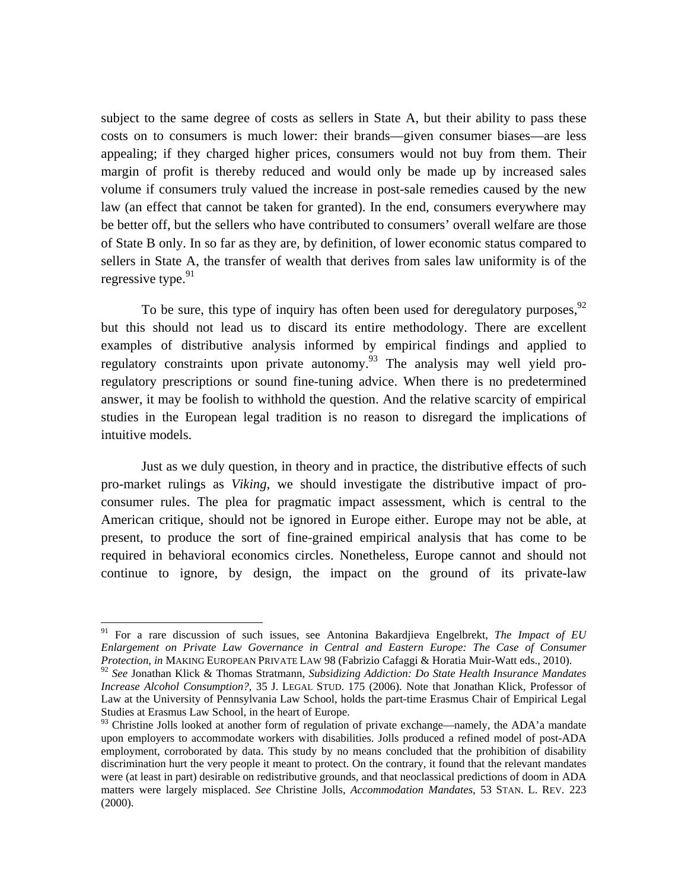subject to the same degree of costs as sellers in State A, but their ability to pass these costs on to consumers is much lower: their brands—given consumer biases—are less appealing; if they charged higher prices, consumers would not buy from them. Their margin of profit is thereby reduced and would only be made up by increased sales volume if consumers truly valued the increase in post-sale remedies caused by the new law (an effect that cannot be taken for granted). In the end, consumers everywhere may be better off, but the sellers who have contributed to consumers' overall welfare are those of State B only. In so far as they are, by definition, of lower economic status compared to sellers in State A, the transfer of wealth that derives from sales law uniformity is of the regressive type.[91]

To be sure, this type of inquiry has often been used for deregulatory purposes,[92] but this should not lead us to discard its entire methodology. There are excellent examples of distributive analysis informed by empirical findings and applied to regulatory constraints upon private autonomy.[93] The analysis may well yield pro-regulatory prescriptions or sound fine-tuning advice. When there is no predetermined answer, it may be foolish to withhold the question. And the relative scarcity of empirical studies in the European legal tradition is no reason to disregard the implications of intuitive models.

Just as we duly question, in theory and in practice, the distributive effects of such pro-market rulings as *Viking*, we should investigate the distributive impact of pro-consumer rules. The plea for pragmatic impact assessment, which is central to the American critique, should not be ignored in Europe either. Europe may not be able, at present, to produce the sort of fine-grained empirical analysis that has come to be required in behavioral economics circles. Nonetheless, Europe cannot and should not continue to ignore, by design, the impact on the ground of its private-law

---

[91] For a rare discussion of such issues, see Antonina Bakardjieva Engelbrekt, *The Impact of EU Enlargement on Private Law Governance in Central and Eastern Europe: The Case of Consumer Protection*, *in* MAKING EUROPEAN PRIVATE LAW 98 (Fabrizio Cafaggi & Horatia Muir-Watt eds., 2010).

[92] *See* Jonathan Klick & Thomas Stratmann, *Subsidizing Addiction: Do State Health Insurance Mandates Increase Alcohol Consumption?*, 35 J. LEGAL STUD. 175 (2006). Note that Jonathan Klick, Professor of Law at the University of Pennsylvania Law School, holds the part-time Erasmus Chair of Empirical Legal Studies at Erasmus Law School, in the heart of Europe.

[93] Christine Jolls looked at another form of regulation of private exchange—namely, the ADA'a mandate upon employers to accommodate workers with disabilities. Jolls produced a refined model of post-ADA employment, corroborated by data. This study by no means concluded that the prohibition of disability discrimination hurt the very people it meant to protect. On the contrary, it found that the relevant mandates were (at least in part) desirable on redistributive grounds, and that neoclassical predictions of doom in ADA matters were largely misplaced. *See* Christine Jolls, *Accommodation Mandates*, 53 STAN. L. REV. 223 (2000).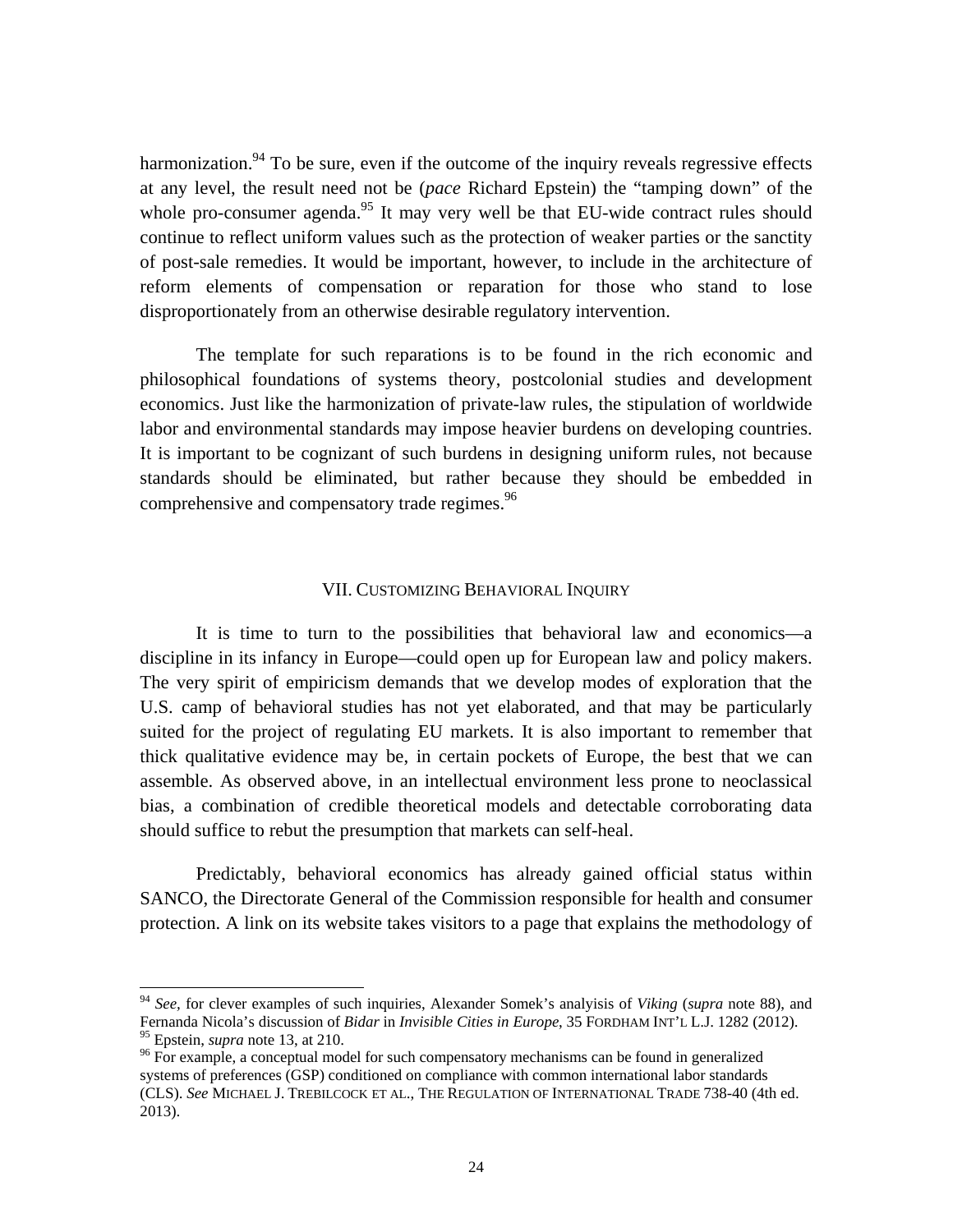harmonization.[94] To be sure, even if the outcome of the inquiry reveals regressive effects at any level, the result need not be (*pace* Richard Epstein) the "tamping down" of the whole pro-consumer agenda.[95] It may very well be that EU-wide contract rules should continue to reflect uniform values such as the protection of weaker parties or the sanctity of post-sale remedies. It would be important, however, to include in the architecture of reform elements of compensation or reparation for those who stand to lose disproportionately from an otherwise desirable regulatory intervention.

The template for such reparations is to be found in the rich economic and philosophical foundations of systems theory, postcolonial studies and development economics. Just like the harmonization of private-law rules, the stipulation of worldwide labor and environmental standards may impose heavier burdens on developing countries. It is important to be cognizant of such burdens in designing uniform rules, not because standards should be eliminated, but rather because they should be embedded in comprehensive and compensatory trade regimes.[96]

## VII. Customizing Behavioral Inquiry

It is time to turn to the possibilities that behavioral law and economics—a discipline in its infancy in Europe—could open up for European law and policy makers. The very spirit of empiricism demands that we develop modes of exploration that the U.S. camp of behavioral studies has not yet elaborated, and that may be particularly suited for the project of regulating EU markets. It is also important to remember that thick qualitative evidence may be, in certain pockets of Europe, the best that we can assemble. As observed above, in an intellectual environment less prone to neoclassical bias, a combination of credible theoretical models and detectable corroborating data should suffice to rebut the presumption that markets can self-heal.

Predictably, behavioral economics has already gained official status within SANCO, the Directorate General of the Commission responsible for health and consumer protection. A link on its website takes visitors to a page that explains the methodology of

---

[94] *See,* for clever examples of such inquiries, Alexander Somek's analyisis of *Viking* (*supra* note 88), and Fernanda Nicola's discussion of *Bidar* in *Invisible Cities in Europe*, 35 FORDHAM INT'L L.J. 1282 (2012).

[95] Epstein, *supra* note 13, at 210.

[96] For example, a conceptual model for such compensatory mechanisms can be found in generalized systems of preferences (GSP) conditioned on compliance with common international labor standards (CLS). *See* MICHAEL J. TREBILCOCK ET AL., THE REGULATION OF INTERNATIONAL TRADE 738-40 (4th ed. 2013).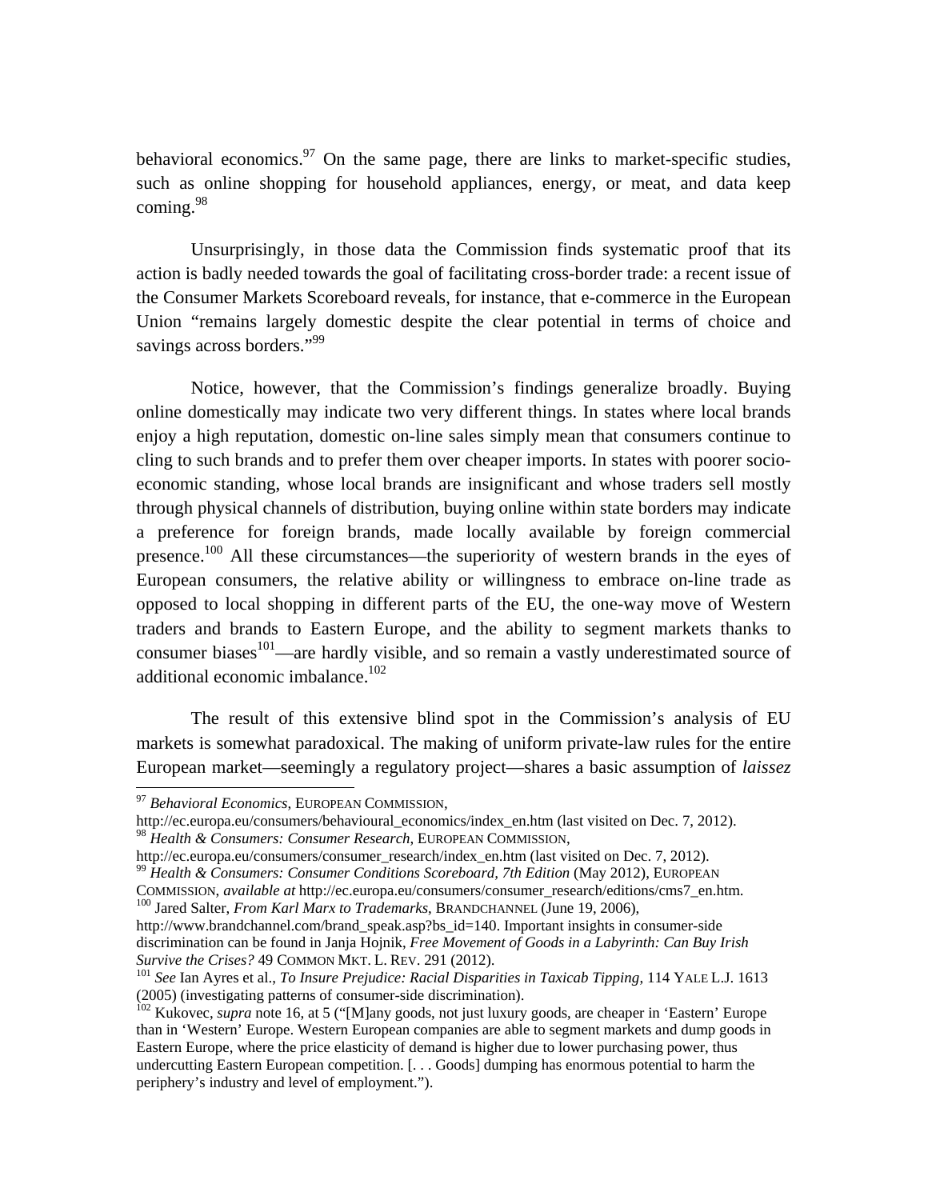behavioral economics.[97] On the same page, there are links to market-specific studies, such as online shopping for household appliances, energy, or meat, and data keep coming.[98]

Unsurprisingly, in those data the Commission finds systematic proof that its action is badly needed towards the goal of facilitating cross-border trade: a recent issue of the Consumer Markets Scoreboard reveals, for instance, that e-commerce in the European Union "remains largely domestic despite the clear potential in terms of choice and savings across borders."[99]

Notice, however, that the Commission's findings generalize broadly. Buying online domestically may indicate two very different things. In states where local brands enjoy a high reputation, domestic on-line sales simply mean that consumers continue to cling to such brands and to prefer them over cheaper imports. In states with poorer socio-economic standing, whose local brands are insignificant and whose traders sell mostly through physical channels of distribution, buying online within state borders may indicate a preference for foreign brands, made locally available by foreign commercial presence.[100] All these circumstances—the superiority of western brands in the eyes of European consumers, the relative ability or willingness to embrace on-line trade as opposed to local shopping in different parts of the EU, the one-way move of Western traders and brands to Eastern Europe, and the ability to segment markets thanks to consumer biases[101]—are hardly visible, and so remain a vastly underestimated source of additional economic imbalance.[102]

The result of this extensive blind spot in the Commission's analysis of EU markets is somewhat paradoxical. The making of uniform private-law rules for the entire European market—seemingly a regulatory project—shares a basic assumption of *laissez*

---

[97] *Behavioral Economics*, EUROPEAN COMMISSION, http://ec.europa.eu/consumers/behavioural_economics/index_en.htm (last visited on Dec. 7, 2012).

[98] *Health & Consumers: Consumer Research*, EUROPEAN COMMISSION, http://ec.europa.eu/consumers/consumer_research/index_en.htm (last visited on Dec. 7, 2012).

[99] *Health & Consumers: Consumer Conditions Scoreboard, 7th Edition* (May 2012), EUROPEAN COMMISSION, *available at* http://ec.europa.eu/consumers/consumer_research/editions/cms7_en.htm.

[100] Jared Salter, *From Karl Marx to Trademarks*, BRANDCHANNEL (June 19, 2006), http://www.brandchannel.com/brand_speak.asp?bs_id=140. Important insights in consumer-side discrimination can be found in Janja Hojnik, *Free Movement of Goods in a Labyrinth: Can Buy Irish Survive the Crises?* 49 COMMON MKT. L. REV. 291 (2012).

[101] *See* Ian Ayres et al., *To Insure Prejudice: Racial Disparities in Taxicab Tipping*, 114 YALE L.J. 1613 (2005) (investigating patterns of consumer-side discrimination).

[102] Kukovec, *supra* note 16, at 5 ("[M]any goods, not just luxury goods, are cheaper in 'Eastern' Europe than in 'Western' Europe. Western European companies are able to segment markets and dump goods in Eastern Europe, where the price elasticity of demand is higher due to lower purchasing power, thus undercutting Eastern European competition. [. . . Goods] dumping has enormous potential to harm the periphery's industry and level of employment.").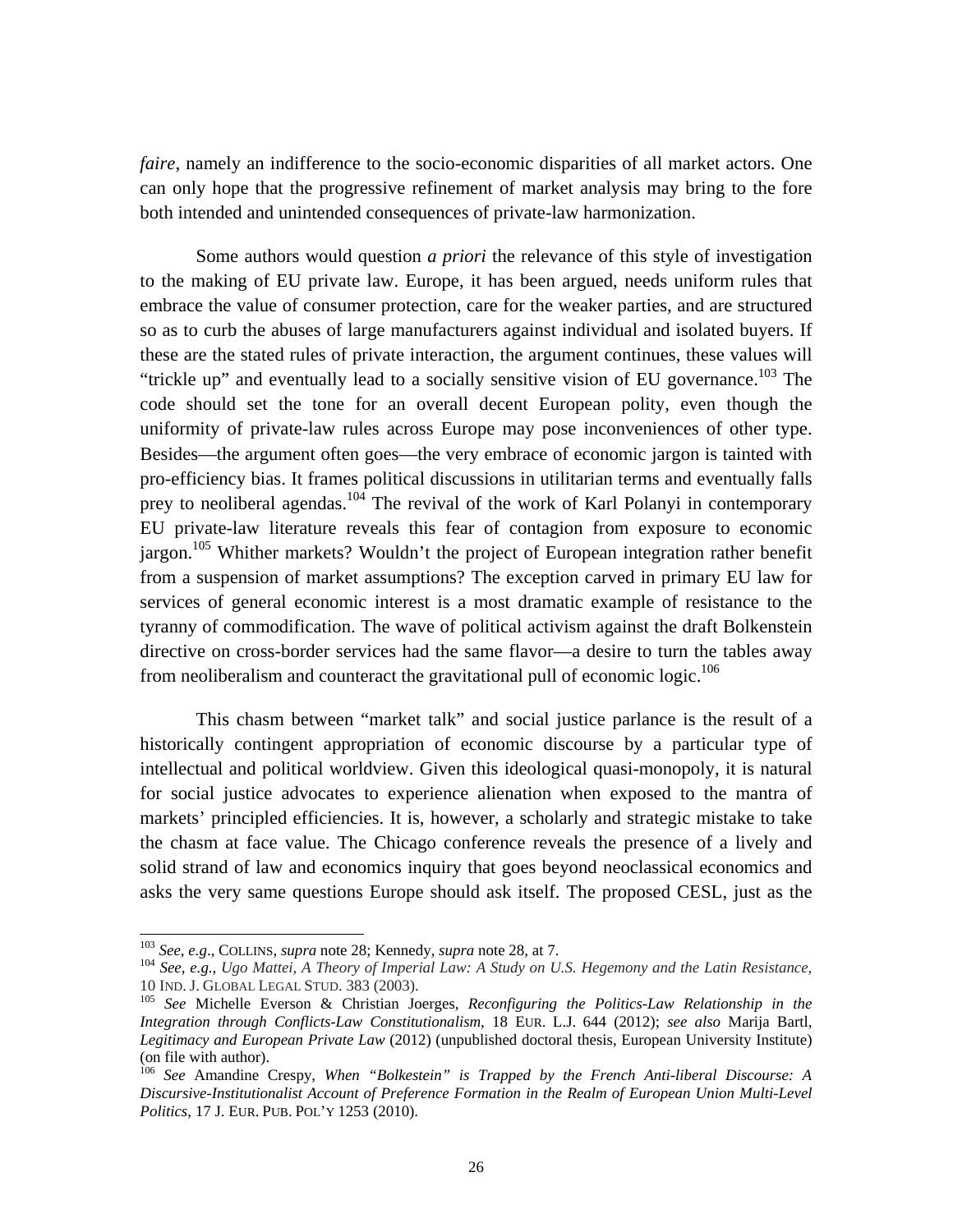*faire*, namely an indifference to the socio-economic disparities of all market actors. One can only hope that the progressive refinement of market analysis may bring to the fore both intended and unintended consequences of private-law harmonization.

Some authors would question *a priori* the relevance of this style of investigation to the making of EU private law. Europe, it has been argued, needs uniform rules that embrace the value of consumer protection, care for the weaker parties, and are structured so as to curb the abuses of large manufacturers against individual and isolated buyers. If these are the stated rules of private interaction, the argument continues, these values will "trickle up" and eventually lead to a socially sensitive vision of EU governance.[103] The code should set the tone for an overall decent European polity, even though the uniformity of private-law rules across Europe may pose inconveniences of other type. Besides—the argument often goes—the very embrace of economic jargon is tainted with pro-efficiency bias. It frames political discussions in utilitarian terms and eventually falls prey to neoliberal agendas.[104] The revival of the work of Karl Polanyi in contemporary EU private-law literature reveals this fear of contagion from exposure to economic jargon.[105] Whither markets? Wouldn't the project of European integration rather benefit from a suspension of market assumptions? The exception carved in primary EU law for services of general economic interest is a most dramatic example of resistance to the tyranny of commodification. The wave of political activism against the draft Bolkenstein directive on cross-border services had the same flavor—a desire to turn the tables away from neoliberalism and counteract the gravitational pull of economic logic.[106]

This chasm between "market talk" and social justice parlance is the result of a historically contingent appropriation of economic discourse by a particular type of intellectual and political worldview. Given this ideological quasi-monopoly, it is natural for social justice advocates to experience alienation when exposed to the mantra of markets' principled efficiencies. It is, however, a scholarly and strategic mistake to take the chasm at face value. The Chicago conference reveals the presence of a lively and solid strand of law and economics inquiry that goes beyond neoclassical economics and asks the very same questions Europe should ask itself. The proposed CESL, just as the

---

[103] *See, e.g.*, COLLINS, *supra* note 28; Kennedy, *supra* note 28, at 7.

[104] *See, e.g.*, *Ugo Mattei, A Theory of Imperial Law: A Study on U.S. Hegemony and the Latin Resistance*, 10 IND. J. GLOBAL LEGAL STUD. 383 (2003).

[105] *See* Michelle Everson & Christian Joerges, *Reconfiguring the Politics-Law Relationship in the Integration through Conflicts-Law Constitutionalism*, 18 EUR. L.J. 644 (2012); *see also* Marija Bartl, *Legitimacy and European Private Law* (2012) (unpublished doctoral thesis, European University Institute) (on file with author).

[106] *See* Amandine Crespy, *When "Bolkestein" is Trapped by the French Anti-liberal Discourse: A Discursive-Institutionalist Account of Preference Formation in the Realm of European Union Multi-Level Politics*, 17 J. EUR. PUB. POL'Y 1253 (2010).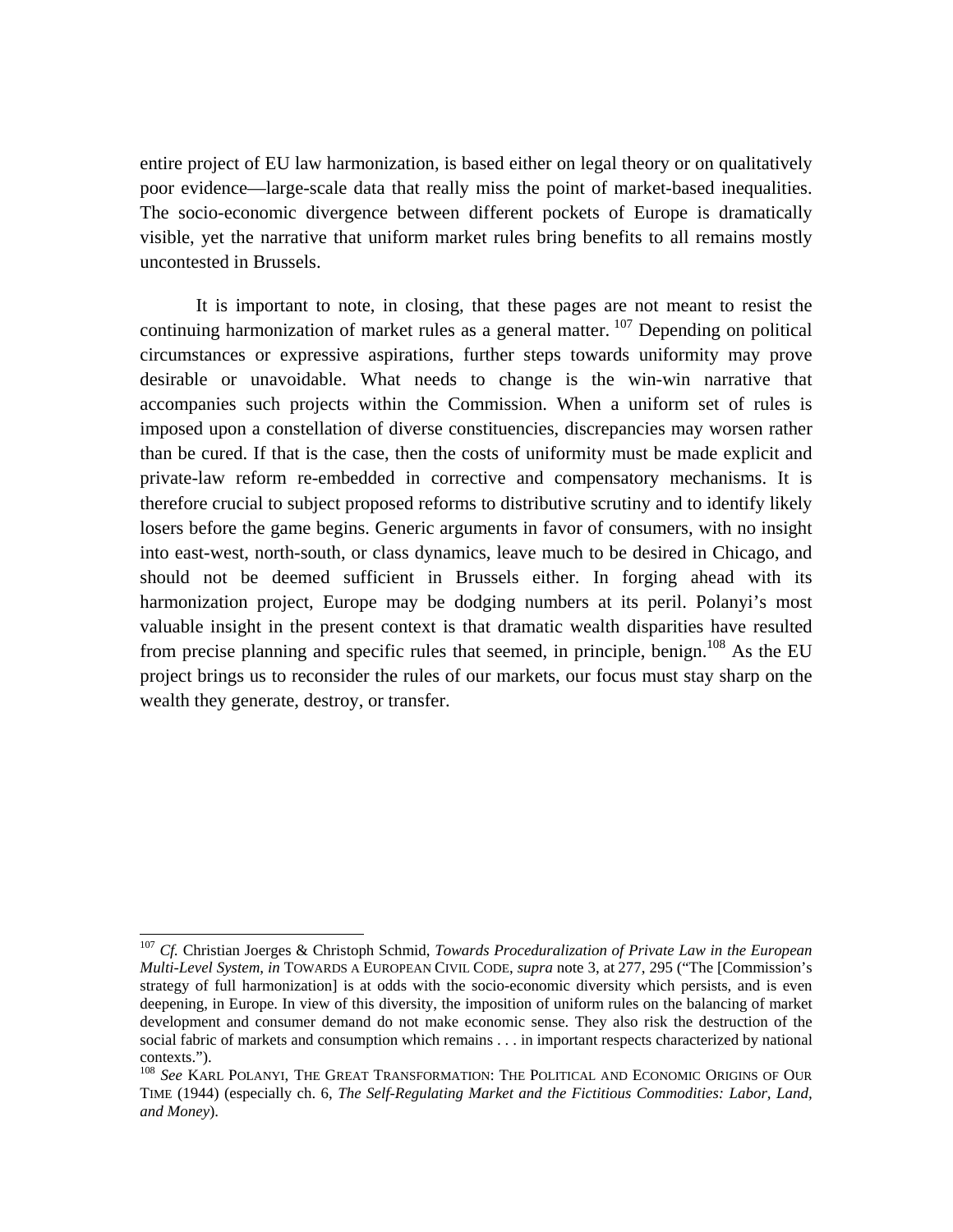entire project of EU law harmonization, is based either on legal theory or on qualitatively poor evidence—large-scale data that really miss the point of market-based inequalities. The socio-economic divergence between different pockets of Europe is dramatically visible, yet the narrative that uniform market rules bring benefits to all remains mostly uncontested in Brussels.

It is important to note, in closing, that these pages are not meant to resist the continuing harmonization of market rules as a general matter.[107] Depending on political circumstances or expressive aspirations, further steps towards uniformity may prove desirable or unavoidable. What needs to change is the win-win narrative that accompanies such projects within the Commission. When a uniform set of rules is imposed upon a constellation of diverse constituencies, discrepancies may worsen rather than be cured. If that is the case, then the costs of uniformity must be made explicit and private-law reform re-embedded in corrective and compensatory mechanisms. It is therefore crucial to subject proposed reforms to distributive scrutiny and to identify likely losers before the game begins. Generic arguments in favor of consumers, with no insight into east-west, north-south, or class dynamics, leave much to be desired in Chicago, and should not be deemed sufficient in Brussels either. In forging ahead with its harmonization project, Europe may be dodging numbers at its peril. Polanyi's most valuable insight in the present context is that dramatic wealth disparities have resulted from precise planning and specific rules that seemed, in principle, benign.[108] As the EU project brings us to reconsider the rules of our markets, our focus must stay sharp on the wealth they generate, destroy, or transfer.

---

[107] *Cf.* Christian Joerges & Christoph Schmid, *Towards Proceduralization of Private Law in the European Multi-Level System*, *in* TOWARDS A EUROPEAN CIVIL CODE, *supra* note 3, at 277, 295 ("The [Commission's strategy of full harmonization] is at odds with the socio-economic diversity which persists, and is even deepening, in Europe. In view of this diversity, the imposition of uniform rules on the balancing of market development and consumer demand do not make economic sense. They also risk the destruction of the social fabric of markets and consumption which remains . . . in important respects characterized by national contexts.").

[108] *See* KARL POLANYI, THE GREAT TRANSFORMATION: THE POLITICAL AND ECONOMIC ORIGINS OF OUR TIME (1944) (especially ch. 6, *The Self-Regulating Market and the Fictitious Commodities: Labor, Land, and Money*).